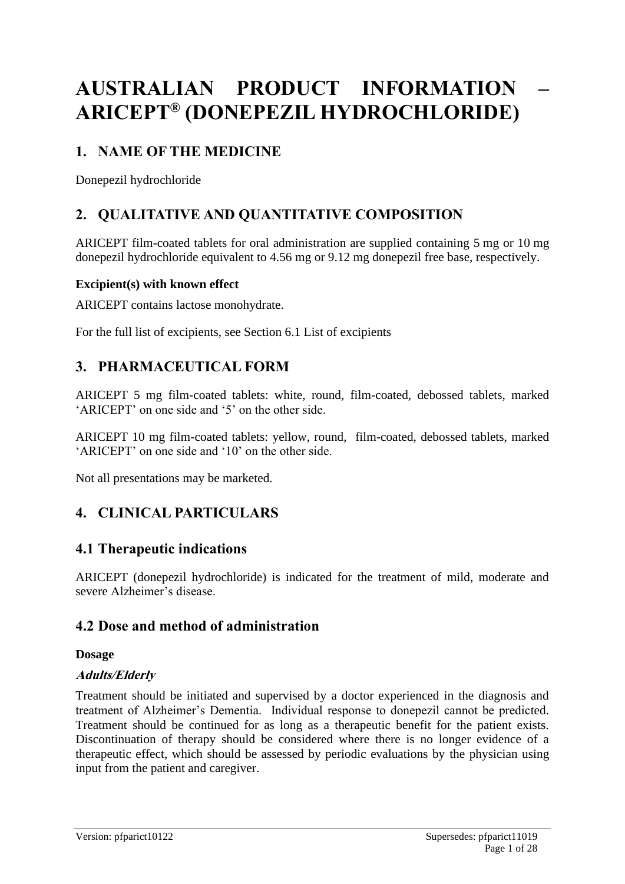# AUSTRALIAN PRODUCT INFORMATION – ARICEPT® (DONEPEZIL HYDROCHLORIDE)

## 1. NAME OF THE MEDICINE

Donepezil hydrochloride

## 2. QUALITATIVE AND QUANTITATIVE COMPOSITION

ARICEPT film-coated tablets for oral administration are supplied containing 5 mg or 10 mg donepezil hydrochloride equivalent to 4.56 mg or 9.12 mg donepezil free base, respectively.

**Excipient(s) with known effect**

ARICEPT contains lactose monohydrate.

For the full list of excipients, see Section 6.1 List of excipients

## 3. PHARMACEUTICAL FORM

ARICEPT 5 mg film-coated tablets: white, round, film-coated, debossed tablets, marked 'ARICEPT' on one side and '5' on the other side.

ARICEPT 10 mg film-coated tablets: yellow, round, film-coated, debossed tablets, marked 'ARICEPT' on one side and '10' on the other side.

Not all presentations may be marketed.

## 4. CLINICAL PARTICULARS

### 4.1 Therapeutic indications

ARICEPT (donepezil hydrochloride) is indicated for the treatment of mild, moderate and severe Alzheimer's disease.

### 4.2 Dose and method of administration

**Dosage**

***Adults/Elderly***

Treatment should be initiated and supervised by a doctor experienced in the diagnosis and treatment of Alzheimer's Dementia. Individual response to donepezil cannot be predicted. Treatment should be continued for as long as a therapeutic benefit for the patient exists. Discontinuation of therapy should be considered where there is no longer evidence of a therapeutic effect, which should be assessed by periodic evaluations by the physician using input from the patient and caregiver.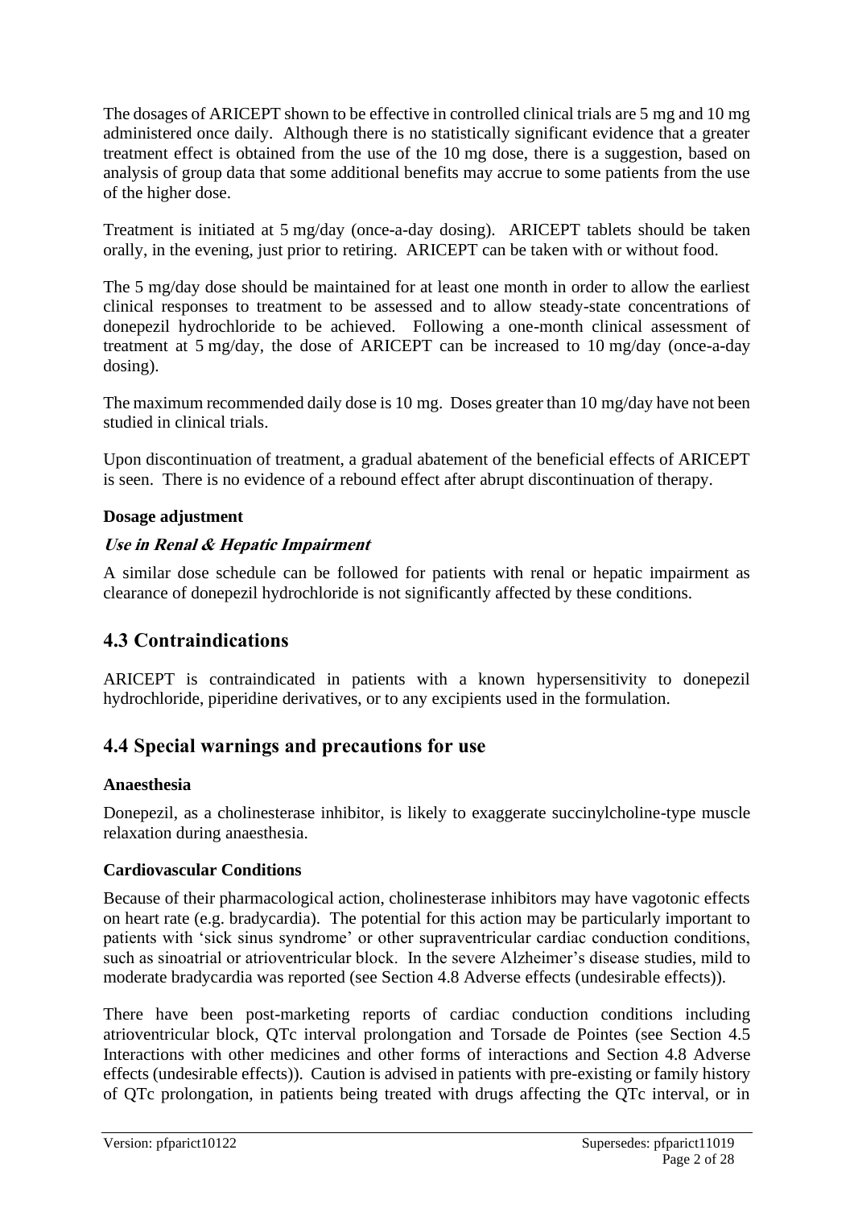The dosages of ARICEPT shown to be effective in controlled clinical trials are 5 mg and 10 mg administered once daily. Although there is no statistically significant evidence that a greater treatment effect is obtained from the use of the 10 mg dose, there is a suggestion, based on analysis of group data that some additional benefits may accrue to some patients from the use of the higher dose.

Treatment is initiated at 5 mg/day (once-a-day dosing). ARICEPT tablets should be taken orally, in the evening, just prior to retiring. ARICEPT can be taken with or without food.

The 5 mg/day dose should be maintained for at least one month in order to allow the earliest clinical responses to treatment to be assessed and to allow steady-state concentrations of donepezil hydrochloride to be achieved. Following a one-month clinical assessment of treatment at 5 mg/day, the dose of ARICEPT can be increased to 10 mg/day (once-a-day dosing).

The maximum recommended daily dose is 10 mg. Doses greater than 10 mg/day have not been studied in clinical trials.

Upon discontinuation of treatment, a gradual abatement of the beneficial effects of ARICEPT is seen. There is no evidence of a rebound effect after abrupt discontinuation of therapy.

**Dosage adjustment**

***Use in Renal & Hepatic Impairment***

A similar dose schedule can be followed for patients with renal or hepatic impairment as clearance of donepezil hydrochloride is not significantly affected by these conditions.

## 4.3 Contraindications

ARICEPT is contraindicated in patients with a known hypersensitivity to donepezil hydrochloride, piperidine derivatives, or to any excipients used in the formulation.

## 4.4 Special warnings and precautions for use

**Anaesthesia**

Donepezil, as a cholinesterase inhibitor, is likely to exaggerate succinylcholine-type muscle relaxation during anaesthesia.

**Cardiovascular Conditions**

Because of their pharmacological action, cholinesterase inhibitors may have vagotonic effects on heart rate (e.g. bradycardia). The potential for this action may be particularly important to patients with 'sick sinus syndrome' or other supraventricular cardiac conduction conditions, such as sinoatrial or atrioventricular block. In the severe Alzheimer's disease studies, mild to moderate bradycardia was reported (see Section 4.8 Adverse effects (undesirable effects)).

There have been post-marketing reports of cardiac conduction conditions including atrioventricular block, QTc interval prolongation and Torsade de Pointes (see Section 4.5 Interactions with other medicines and other forms of interactions and Section 4.8 Adverse effects (undesirable effects)). Caution is advised in patients with pre-existing or family history of QTc prolongation, in patients being treated with drugs affecting the QTc interval, or in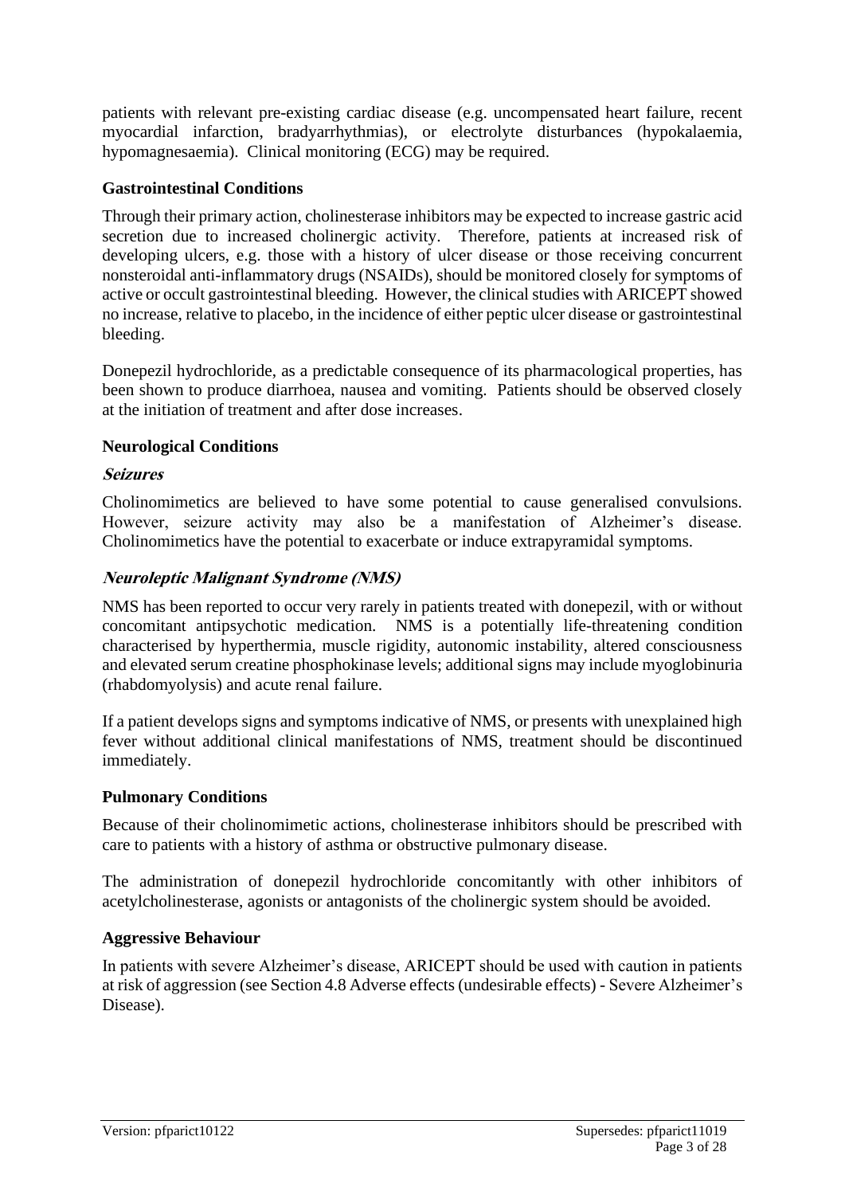patients with relevant pre-existing cardiac disease (e.g. uncompensated heart failure, recent myocardial infarction, bradyarrhythmias), or electrolyte disturbances (hypokalaemia, hypomagnesaemia). Clinical monitoring (ECG) may be required.

### Gastrointestinal Conditions

Through their primary action, cholinesterase inhibitors may be expected to increase gastric acid secretion due to increased cholinergic activity. Therefore, patients at increased risk of developing ulcers, e.g. those with a history of ulcer disease or those receiving concurrent nonsteroidal anti-inflammatory drugs (NSAIDs), should be monitored closely for symptoms of active or occult gastrointestinal bleeding. However, the clinical studies with ARICEPT showed no increase, relative to placebo, in the incidence of either peptic ulcer disease or gastrointestinal bleeding.

Donepezil hydrochloride, as a predictable consequence of its pharmacological properties, has been shown to produce diarrhoea, nausea and vomiting. Patients should be observed closely at the initiation of treatment and after dose increases.

### Neurological Conditions

#### *Seizures*

Cholinomimetics are believed to have some potential to cause generalised convulsions. However, seizure activity may also be a manifestation of Alzheimer's disease. Cholinomimetics have the potential to exacerbate or induce extrapyramidal symptoms.

#### *Neuroleptic Malignant Syndrome (NMS)*

NMS has been reported to occur very rarely in patients treated with donepezil, with or without concomitant antipsychotic medication. NMS is a potentially life-threatening condition characterised by hyperthermia, muscle rigidity, autonomic instability, altered consciousness and elevated serum creatine phosphokinase levels; additional signs may include myoglobinuria (rhabdomyolysis) and acute renal failure.

If a patient develops signs and symptoms indicative of NMS, or presents with unexplained high fever without additional clinical manifestations of NMS, treatment should be discontinued immediately.

### Pulmonary Conditions

Because of their cholinomimetic actions, cholinesterase inhibitors should be prescribed with care to patients with a history of asthma or obstructive pulmonary disease.

The administration of donepezil hydrochloride concomitantly with other inhibitors of acetylcholinesterase, agonists or antagonists of the cholinergic system should be avoided.

### Aggressive Behaviour

In patients with severe Alzheimer's disease, ARICEPT should be used with caution in patients at risk of aggression (see Section 4.8 Adverse effects (undesirable effects) - Severe Alzheimer's Disease).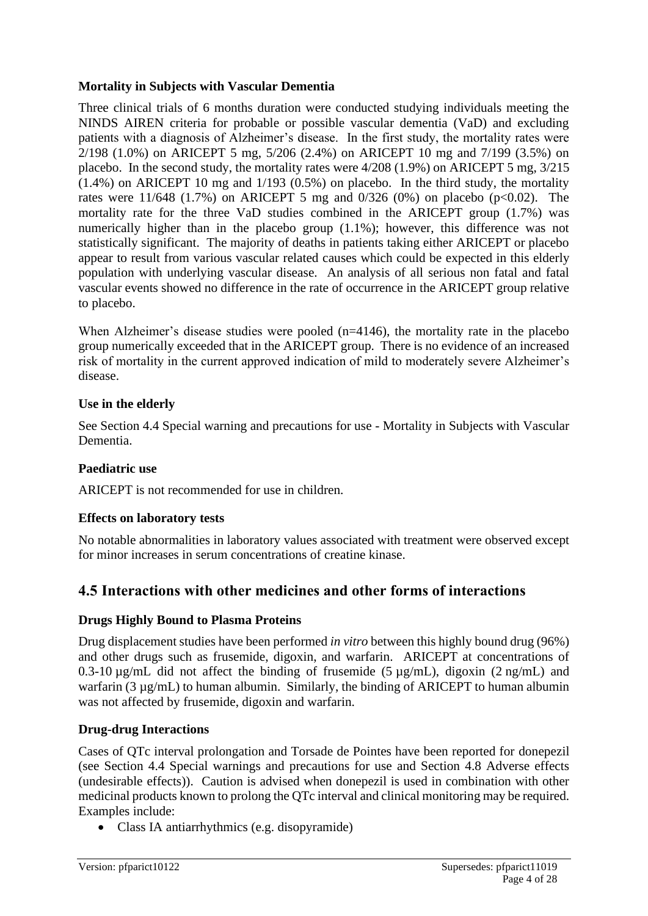### Mortality in Subjects with Vascular Dementia

Three clinical trials of 6 months duration were conducted studying individuals meeting the NINDS AIREN criteria for probable or possible vascular dementia (VaD) and excluding patients with a diagnosis of Alzheimer's disease. In the first study, the mortality rates were 2/198 (1.0%) on ARICEPT 5 mg, 5/206 (2.4%) on ARICEPT 10 mg and 7/199 (3.5%) on placebo. In the second study, the mortality rates were 4/208 (1.9%) on ARICEPT 5 mg, 3/215 (1.4%) on ARICEPT 10 mg and 1/193 (0.5%) on placebo. In the third study, the mortality rates were 11/648 (1.7%) on ARICEPT 5 mg and 0/326 (0%) on placebo ($p<0.02$). The mortality rate for the three VaD studies combined in the ARICEPT group (1.7%) was numerically higher than in the placebo group (1.1%); however, this difference was not statistically significant. The majority of deaths in patients taking either ARICEPT or placebo appear to result from various vascular related causes which could be expected in this elderly population with underlying vascular disease. An analysis of all serious non fatal and fatal vascular events showed no difference in the rate of occurrence in the ARICEPT group relative to placebo.

When Alzheimer's disease studies were pooled (n=4146), the mortality rate in the placebo group numerically exceeded that in the ARICEPT group. There is no evidence of an increased risk of mortality in the current approved indication of mild to moderately severe Alzheimer's disease.

### Use in the elderly

See Section 4.4 Special warning and precautions for use - Mortality in Subjects with Vascular Dementia.

### Paediatric use

ARICEPT is not recommended for use in children.

### Effects on laboratory tests

No notable abnormalities in laboratory values associated with treatment were observed except for minor increases in serum concentrations of creatine kinase.

## 4.5 Interactions with other medicines and other forms of interactions

### Drugs Highly Bound to Plasma Proteins

Drug displacement studies have been performed *in vitro* between this highly bound drug (96%) and other drugs such as frusemide, digoxin, and warfarin. ARICEPT at concentrations of 0.3-10 µg/mL did not affect the binding of frusemide (5 µg/mL), digoxin (2 ng/mL) and warfarin (3 µg/mL) to human albumin. Similarly, the binding of ARICEPT to human albumin was not affected by frusemide, digoxin and warfarin.

### Drug-drug Interactions

Cases of QTc interval prolongation and Torsade de Pointes have been reported for donepezil (see Section 4.4 Special warnings and precautions for use and Section 4.8 Adverse effects (undesirable effects)). Caution is advised when donepezil is used in combination with other medicinal products known to prolong the QTc interval and clinical monitoring may be required. Examples include:

- Class IA antiarrhythmics (e.g. disopyramide)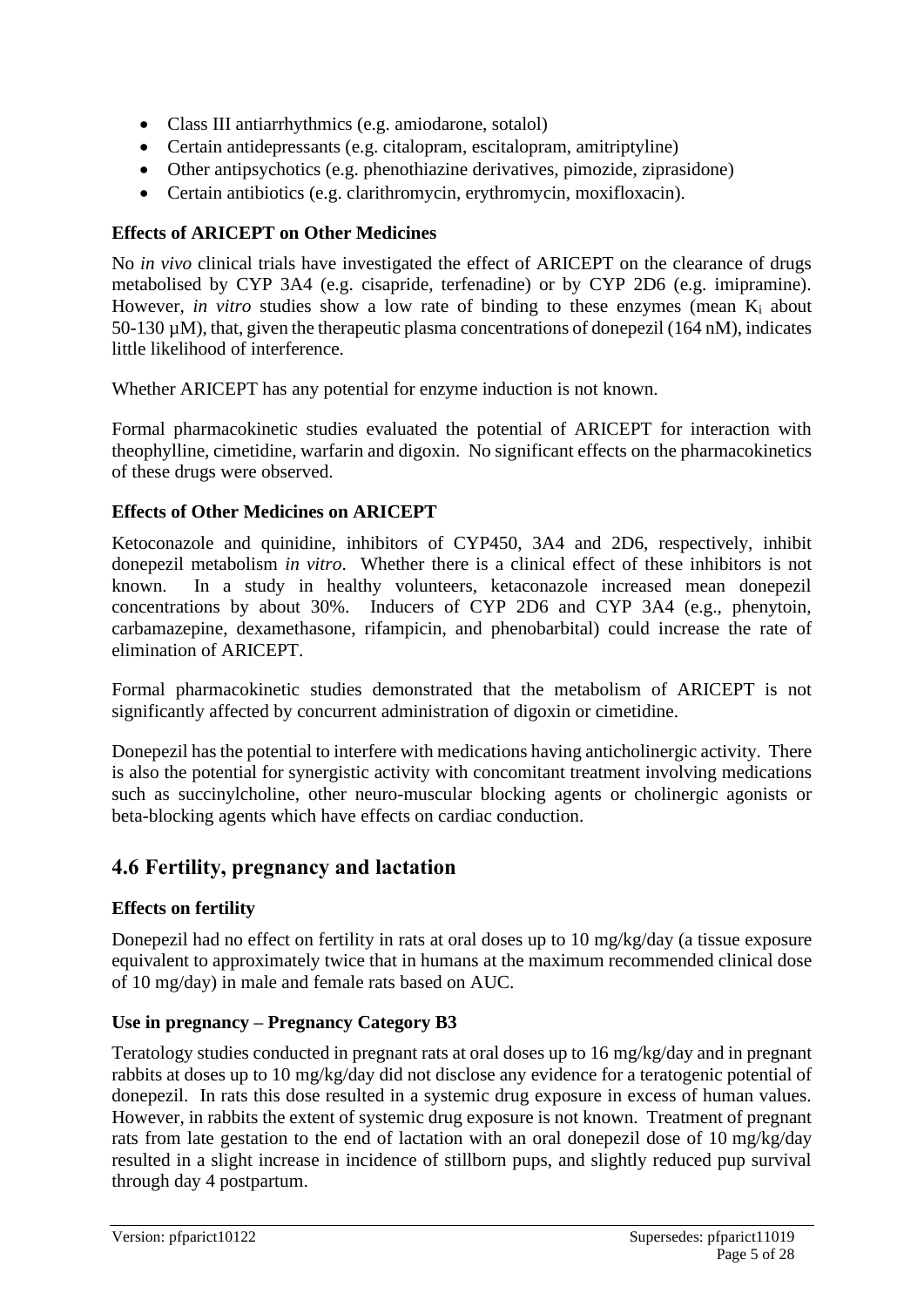- Class III antiarrhythmics (e.g. amiodarone, sotalol)
- Certain antidepressants (e.g. citalopram, escitalopram, amitriptyline)
- Other antipsychotics (e.g. phenothiazine derivatives, pimozide, ziprasidone)
- Certain antibiotics (e.g. clarithromycin, erythromycin, moxifloxacin).

**Effects of ARICEPT on Other Medicines**

No *in vivo* clinical trials have investigated the effect of ARICEPT on the clearance of drugs metabolised by CYP 3A4 (e.g. cisapride, terfenadine) or by CYP 2D6 (e.g. imipramine). However, *in vitro* studies show a low rate of binding to these enzymes (mean $K_i$ about 50-130 µM), that, given the therapeutic plasma concentrations of donepezil (164 nM), indicates little likelihood of interference.

Whether ARICEPT has any potential for enzyme induction is not known.

Formal pharmacokinetic studies evaluated the potential of ARICEPT for interaction with theophylline, cimetidine, warfarin and digoxin. No significant effects on the pharmacokinetics of these drugs were observed.

**Effects of Other Medicines on ARICEPT**

Ketoconazole and quinidine, inhibitors of CYP450, 3A4 and 2D6, respectively, inhibit donepezil metabolism *in vitro*. Whether there is a clinical effect of these inhibitors is not known. In a study in healthy volunteers, ketaconazole increased mean donepezil concentrations by about 30%. Inducers of CYP 2D6 and CYP 3A4 (e.g., phenytoin, carbamazepine, dexamethasone, rifampicin, and phenobarbital) could increase the rate of elimination of ARICEPT.

Formal pharmacokinetic studies demonstrated that the metabolism of ARICEPT is not significantly affected by concurrent administration of digoxin or cimetidine.

Donepezil has the potential to interfere with medications having anticholinergic activity. There is also the potential for synergistic activity with concomitant treatment involving medications such as succinylcholine, other neuro-muscular blocking agents or cholinergic agonists or beta-blocking agents which have effects on cardiac conduction.

## 4.6 Fertility, pregnancy and lactation

**Effects on fertility**

Donepezil had no effect on fertility in rats at oral doses up to 10 mg/kg/day (a tissue exposure equivalent to approximately twice that in humans at the maximum recommended clinical dose of 10 mg/day) in male and female rats based on AUC.

**Use in pregnancy – Pregnancy Category B3**

Teratology studies conducted in pregnant rats at oral doses up to 16 mg/kg/day and in pregnant rabbits at doses up to 10 mg/kg/day did not disclose any evidence for a teratogenic potential of donepezil. In rats this dose resulted in a systemic drug exposure in excess of human values. However, in rabbits the extent of systemic drug exposure is not known. Treatment of pregnant rats from late gestation to the end of lactation with an oral donepezil dose of 10 mg/kg/day resulted in a slight increase in incidence of stillborn pups, and slightly reduced pup survival through day 4 postpartum.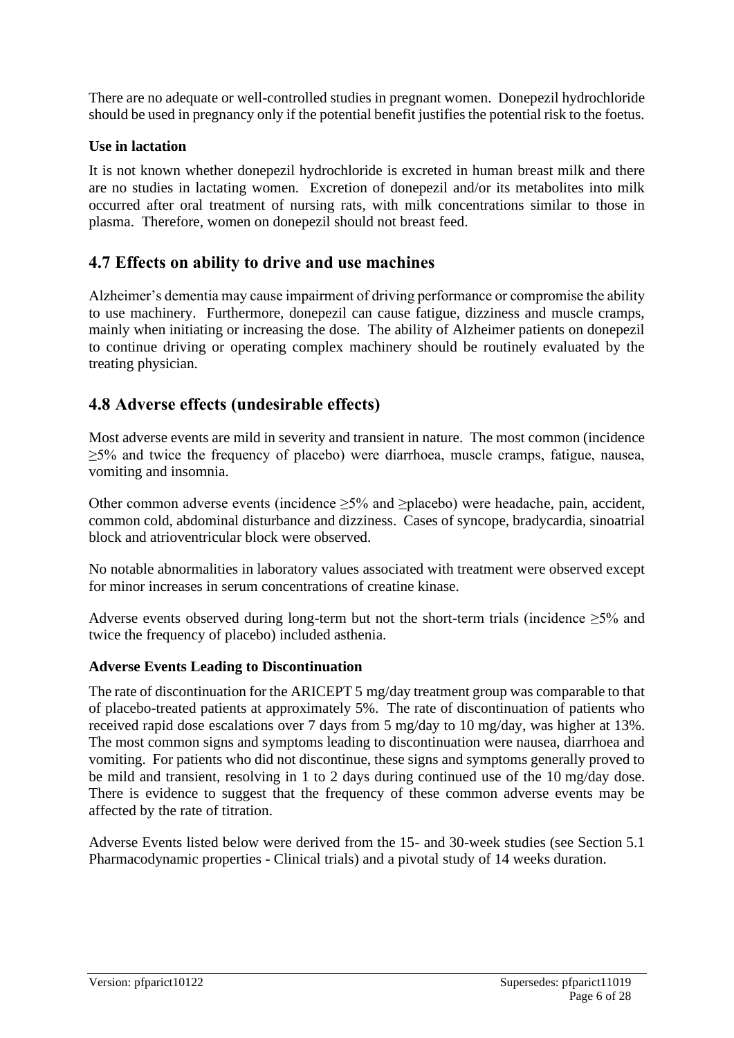There are no adequate or well-controlled studies in pregnant women. Donepezil hydrochloride should be used in pregnancy only if the potential benefit justifies the potential risk to the foetus.

**Use in lactation**

It is not known whether donepezil hydrochloride is excreted in human breast milk and there are no studies in lactating women. Excretion of donepezil and/or its metabolites into milk occurred after oral treatment of nursing rats, with milk concentrations similar to those in plasma. Therefore, women on donepezil should not breast feed.

## 4.7 Effects on ability to drive and use machines

Alzheimer's dementia may cause impairment of driving performance or compromise the ability to use machinery. Furthermore, donepezil can cause fatigue, dizziness and muscle cramps, mainly when initiating or increasing the dose. The ability of Alzheimer patients on donepezil to continue driving or operating complex machinery should be routinely evaluated by the treating physician.

## 4.8 Adverse effects (undesirable effects)

Most adverse events are mild in severity and transient in nature. The most common (incidence ≥5% and twice the frequency of placebo) were diarrhoea, muscle cramps, fatigue, nausea, vomiting and insomnia.

Other common adverse events (incidence ≥5% and ≥placebo) were headache, pain, accident, common cold, abdominal disturbance and dizziness. Cases of syncope, bradycardia, sinoatrial block and atrioventricular block were observed.

No notable abnormalities in laboratory values associated with treatment were observed except for minor increases in serum concentrations of creatine kinase.

Adverse events observed during long-term but not the short-term trials (incidence ≥5% and twice the frequency of placebo) included asthenia.

**Adverse Events Leading to Discontinuation**

The rate of discontinuation for the ARICEPT 5 mg/day treatment group was comparable to that of placebo-treated patients at approximately 5%. The rate of discontinuation of patients who received rapid dose escalations over 7 days from 5 mg/day to 10 mg/day, was higher at 13%. The most common signs and symptoms leading to discontinuation were nausea, diarrhoea and vomiting. For patients who did not discontinue, these signs and symptoms generally proved to be mild and transient, resolving in 1 to 2 days during continued use of the 10 mg/day dose. There is evidence to suggest that the frequency of these common adverse events may be affected by the rate of titration.

Adverse Events listed below were derived from the 15- and 30-week studies (see Section 5.1 Pharmacodynamic properties - Clinical trials) and a pivotal study of 14 weeks duration.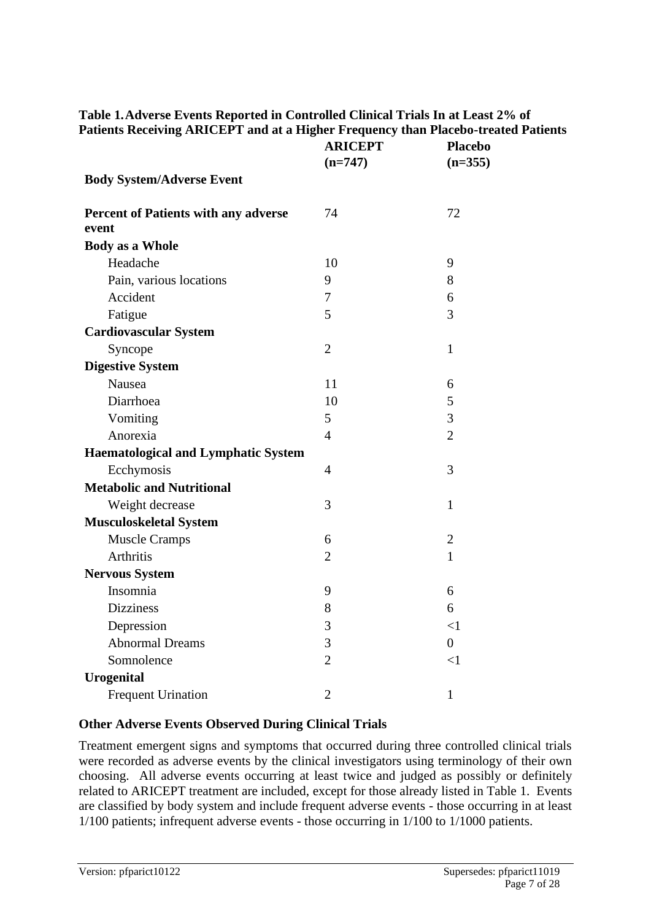**Table 1. Adverse Events Reported in Controlled Clinical Trials In at Least 2% of Patients Receiving ARICEPT and at a Higher Frequency than Placebo-treated Patients**

| Body System/Adverse Event | ARICEPT (n=747) | Placebo (n=355) |
|---|---|---|
| **Percent of Patients with any adverse event** | 74 | 72 |
| **Body as a Whole** | | |
| Headache | 10 | 9 |
| Pain, various locations | 9 | 8 |
| Accident | 7 | 6 |
| Fatigue | 5 | 3 |
| **Cardiovascular System** | | |
| Syncope | 2 | 1 |
| **Digestive System** | | |
| Nausea | 11 | 6 |
| Diarrhoea | 10 | 5 |
| Vomiting | 5 | 3 |
| Anorexia | 4 | 2 |
| **Haematological and Lymphatic System** | | |
| Ecchymosis | 4 | 3 |
| **Metabolic and Nutritional** | | |
| Weight decrease | 3 | 1 |
| **Musculoskeletal System** | | |
| Muscle Cramps | 6 | 2 |
| Arthritis | 2 | 1 |
| **Nervous System** | | |
| Insomnia | 9 | 6 |
| Dizziness | 8 | 6 |
| Depression | 3 | <1 |
| Abnormal Dreams | 3 | 0 |
| Somnolence | 2 | <1 |
| **Urogenital** | | |
| Frequent Urination | 2 | 1 |

**Other Adverse Events Observed During Clinical Trials**

Treatment emergent signs and symptoms that occurred during three controlled clinical trials were recorded as adverse events by the clinical investigators using terminology of their own choosing. All adverse events occurring at least twice and judged as possibly or definitely related to ARICEPT treatment are included, except for those already listed in Table 1. Events are classified by body system and include frequent adverse events - those occurring in at least 1/100 patients; infrequent adverse events - those occurring in 1/100 to 1/1000 patients.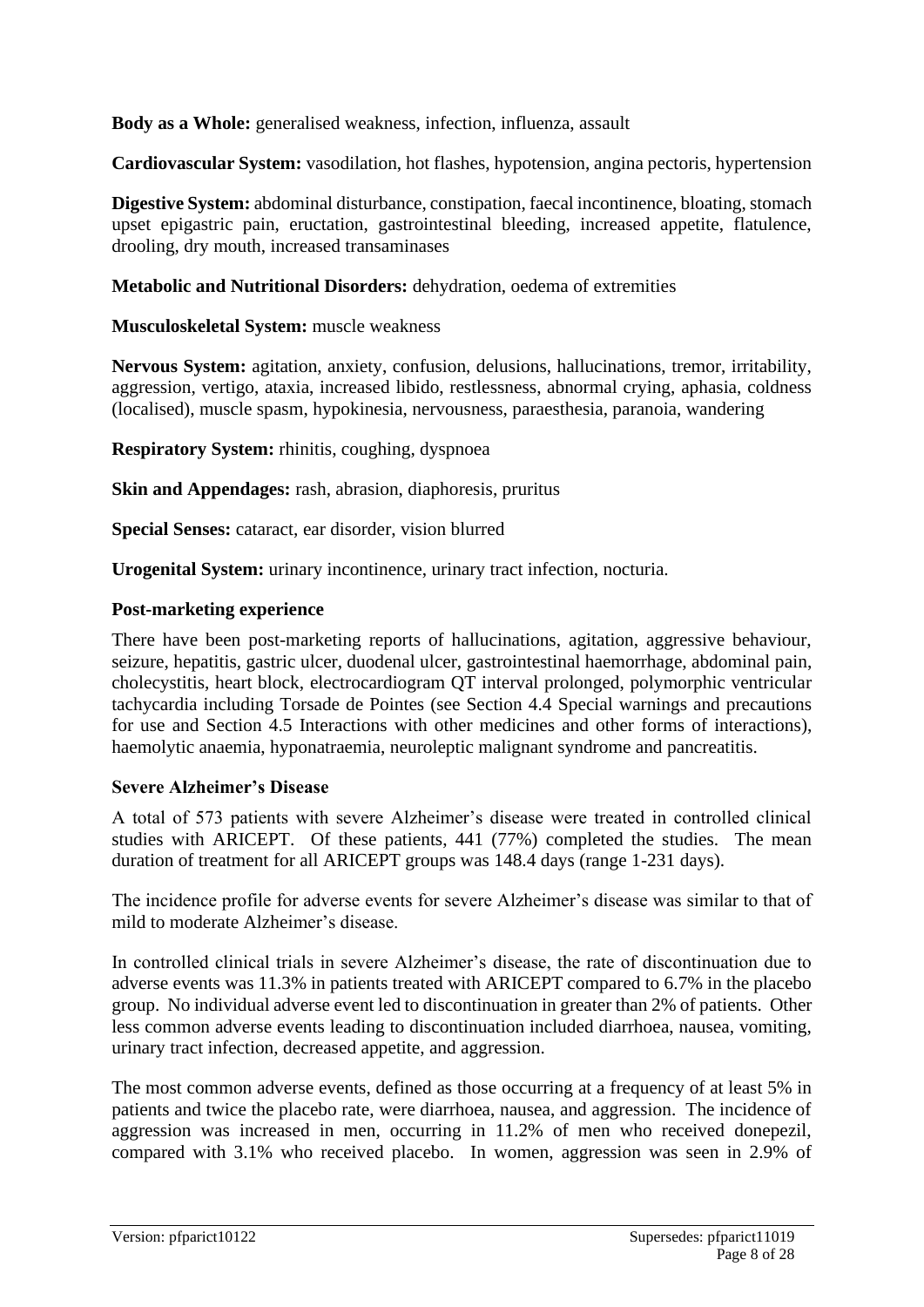**Body as a Whole:** generalised weakness, infection, influenza, assault

**Cardiovascular System:** vasodilation, hot flashes, hypotension, angina pectoris, hypertension

**Digestive System:** abdominal disturbance, constipation, faecal incontinence, bloating, stomach upset epigastric pain, eructation, gastrointestinal bleeding, increased appetite, flatulence, drooling, dry mouth, increased transaminases

**Metabolic and Nutritional Disorders:** dehydration, oedema of extremities

**Musculoskeletal System:** muscle weakness

**Nervous System:** agitation, anxiety, confusion, delusions, hallucinations, tremor, irritability, aggression, vertigo, ataxia, increased libido, restlessness, abnormal crying, aphasia, coldness (localised), muscle spasm, hypokinesia, nervousness, paraesthesia, paranoia, wandering

**Respiratory System:** rhinitis, coughing, dyspnoea

**Skin and Appendages:** rash, abrasion, diaphoresis, pruritus

**Special Senses:** cataract, ear disorder, vision blurred

**Urogenital System:** urinary incontinence, urinary tract infection, nocturia.

### Post-marketing experience

There have been post-marketing reports of hallucinations, agitation, aggressive behaviour, seizure, hepatitis, gastric ulcer, duodenal ulcer, gastrointestinal haemorrhage, abdominal pain, cholecystitis, heart block, electrocardiogram QT interval prolonged, polymorphic ventricular tachycardia including Torsade de Pointes (see Section 4.4 Special warnings and precautions for use and Section 4.5 Interactions with other medicines and other forms of interactions), haemolytic anaemia, hyponatraemia, neuroleptic malignant syndrome and pancreatitis.

### Severe Alzheimer's Disease

A total of 573 patients with severe Alzheimer's disease were treated in controlled clinical studies with ARICEPT. Of these patients, 441 (77%) completed the studies. The mean duration of treatment for all ARICEPT groups was 148.4 days (range 1-231 days).

The incidence profile for adverse events for severe Alzheimer's disease was similar to that of mild to moderate Alzheimer's disease.

In controlled clinical trials in severe Alzheimer's disease, the rate of discontinuation due to adverse events was 11.3% in patients treated with ARICEPT compared to 6.7% in the placebo group. No individual adverse event led to discontinuation in greater than 2% of patients. Other less common adverse events leading to discontinuation included diarrhoea, nausea, vomiting, urinary tract infection, decreased appetite, and aggression.

The most common adverse events, defined as those occurring at a frequency of at least 5% in patients and twice the placebo rate, were diarrhoea, nausea, and aggression. The incidence of aggression was increased in men, occurring in 11.2% of men who received donepezil, compared with 3.1% who received placebo. In women, aggression was seen in 2.9% of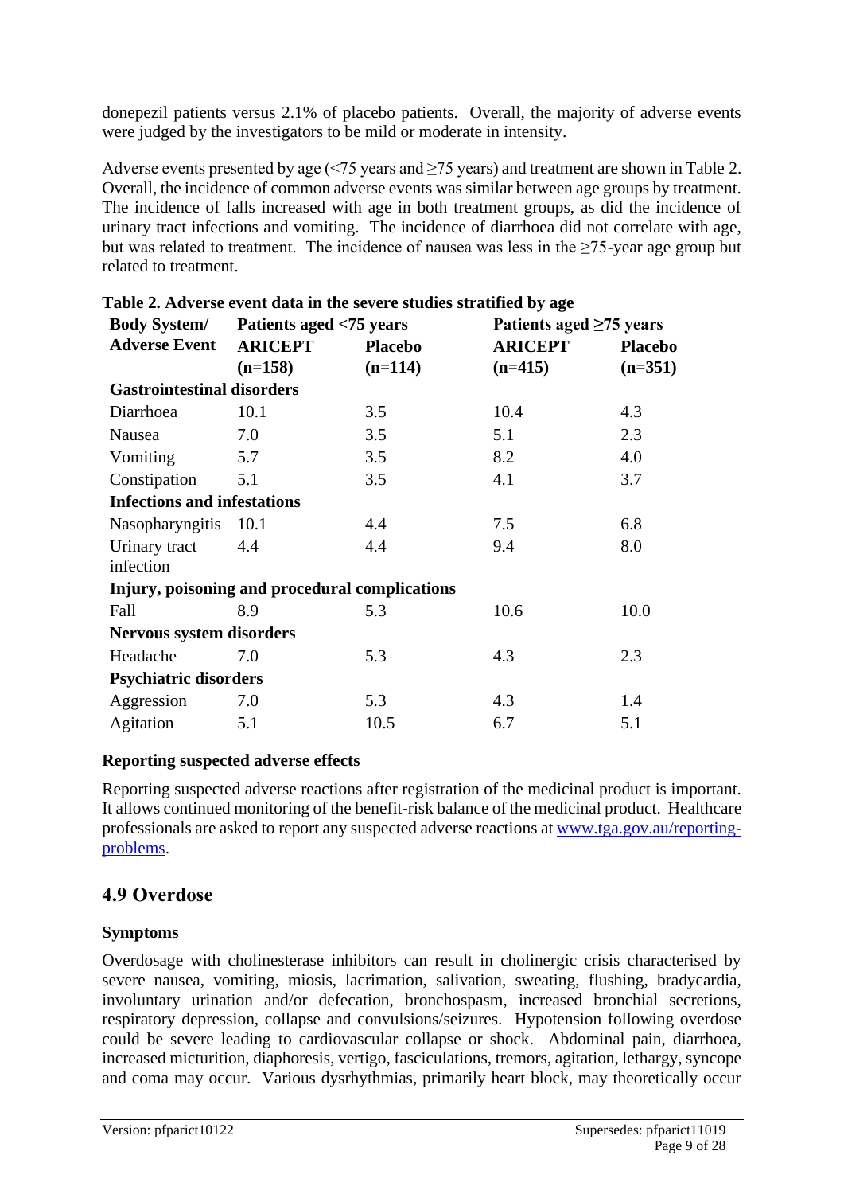donepezil patients versus 2.1% of placebo patients. Overall, the majority of adverse events were judged by the investigators to be mild or moderate in intensity.

Adverse events presented by age (<75 years and ≥75 years) and treatment are shown in Table 2. Overall, the incidence of common adverse events was similar between age groups by treatment. The incidence of falls increased with age in both treatment groups, as did the incidence of urinary tract infections and vomiting. The incidence of diarrhoea did not correlate with age, but was related to treatment. The incidence of nausea was less in the ≥75-year age group but related to treatment.

**Table 2. Adverse event data in the severe studies stratified by age**

| Body System/ Adverse Event | Patients aged <75 years | | Patients aged ≥75 years | |
|---|---|---|---|---|
| | ARICEPT (n=158) | Placebo (n=114) | ARICEPT (n=415) | Placebo (n=351) |
| **Gastrointestinal disorders** | | | | |
| Diarrhoea | 10.1 | 3.5 | 10.4 | 4.3 |
| Nausea | 7.0 | 3.5 | 5.1 | 2.3 |
| Vomiting | 5.7 | 3.5 | 8.2 | 4.0 |
| Constipation | 5.1 | 3.5 | 4.1 | 3.7 |
| **Infections and infestations** | | | | |
| Nasopharyngitis | 10.1 | 4.4 | 7.5 | 6.8 |
| Urinary tract infection | 4.4 | 4.4 | 9.4 | 8.0 |
| **Injury, poisoning and procedural complications** | | | | |
| Fall | 8.9 | 5.3 | 10.6 | 10.0 |
| **Nervous system disorders** | | | | |
| Headache | 7.0 | 5.3 | 4.3 | 2.3 |
| **Psychiatric disorders** | | | | |
| Aggression | 7.0 | 5.3 | 4.3 | 1.4 |
| Agitation | 5.1 | 10.5 | 6.7 | 5.1 |

**Reporting suspected adverse effects**

Reporting suspected adverse reactions after registration of the medicinal product is important. It allows continued monitoring of the benefit-risk balance of the medicinal product. Healthcare professionals are asked to report any suspected adverse reactions at www.tga.gov.au/reporting-problems.

## 4.9 Overdose

**Symptoms**

Overdosage with cholinesterase inhibitors can result in cholinergic crisis characterised by severe nausea, vomiting, miosis, lacrimation, salivation, sweating, flushing, bradycardia, involuntary urination and/or defecation, bronchospasm, increased bronchial secretions, respiratory depression, collapse and convulsions/seizures. Hypotension following overdose could be severe leading to cardiovascular collapse or shock. Abdominal pain, diarrhoea, increased micturition, diaphoresis, vertigo, fasciculations, tremors, agitation, lethargy, syncope and coma may occur. Various dysrhythmias, primarily heart block, may theoretically occur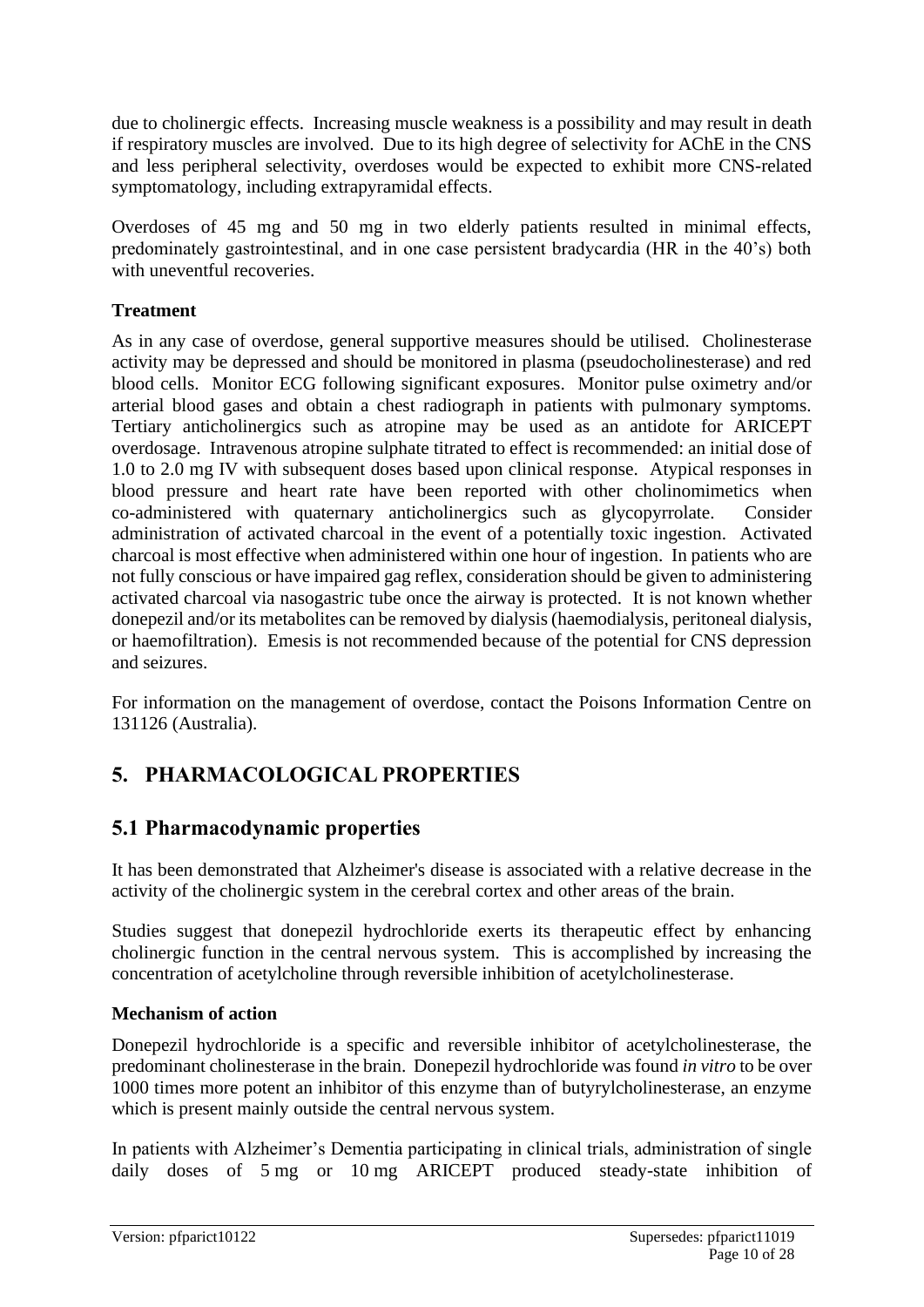due to cholinergic effects. Increasing muscle weakness is a possibility and may result in death if respiratory muscles are involved. Due to its high degree of selectivity for AChE in the CNS and less peripheral selectivity, overdoses would be expected to exhibit more CNS-related symptomatology, including extrapyramidal effects.

Overdoses of 45 mg and 50 mg in two elderly patients resulted in minimal effects, predominately gastrointestinal, and in one case persistent bradycardia (HR in the 40's) both with uneventful recoveries.

**Treatment**

As in any case of overdose, general supportive measures should be utilised. Cholinesterase activity may be depressed and should be monitored in plasma (pseudocholinesterase) and red blood cells. Monitor ECG following significant exposures. Monitor pulse oximetry and/or arterial blood gases and obtain a chest radiograph in patients with pulmonary symptoms. Tertiary anticholinergics such as atropine may be used as an antidote for ARICEPT overdosage. Intravenous atropine sulphate titrated to effect is recommended: an initial dose of 1.0 to 2.0 mg IV with subsequent doses based upon clinical response. Atypical responses in blood pressure and heart rate have been reported with other cholinomimetics when co-administered with quaternary anticholinergics such as glycopyrrolate. Consider administration of activated charcoal in the event of a potentially toxic ingestion. Activated charcoal is most effective when administered within one hour of ingestion. In patients who are not fully conscious or have impaired gag reflex, consideration should be given to administering activated charcoal via nasogastric tube once the airway is protected. It is not known whether donepezil and/or its metabolites can be removed by dialysis (haemodialysis, peritoneal dialysis, or haemofiltration). Emesis is not recommended because of the potential for CNS depression and seizures.

For information on the management of overdose, contact the Poisons Information Centre on 131126 (Australia).

# 5. PHARMACOLOGICAL PROPERTIES

## 5.1 Pharmacodynamic properties

It has been demonstrated that Alzheimer's disease is associated with a relative decrease in the activity of the cholinergic system in the cerebral cortex and other areas of the brain.

Studies suggest that donepezil hydrochloride exerts its therapeutic effect by enhancing cholinergic function in the central nervous system. This is accomplished by increasing the concentration of acetylcholine through reversible inhibition of acetylcholinesterase.

**Mechanism of action**

Donepezil hydrochloride is a specific and reversible inhibitor of acetylcholinesterase, the predominant cholinesterase in the brain. Donepezil hydrochloride was found *in vitro* to be over 1000 times more potent an inhibitor of this enzyme than of butyrylcholinesterase, an enzyme which is present mainly outside the central nervous system.

In patients with Alzheimer's Dementia participating in clinical trials, administration of single daily doses of 5 mg or 10 mg ARICEPT produced steady-state inhibition of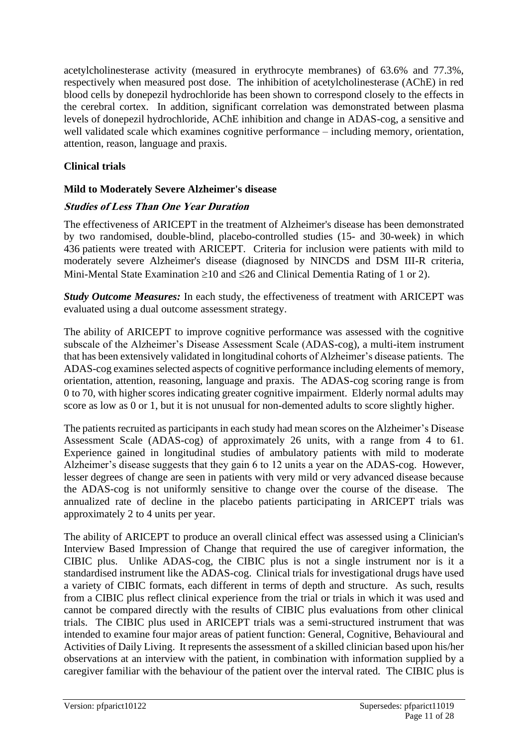acetylcholinesterase activity (measured in erythrocyte membranes) of 63.6% and 77.3%, respectively when measured post dose. The inhibition of acetylcholinesterase (AChE) in red blood cells by donepezil hydrochloride has been shown to correspond closely to the effects in the cerebral cortex. In addition, significant correlation was demonstrated between plasma levels of donepezil hydrochloride, AChE inhibition and change in ADAS-cog, a sensitive and well validated scale which examines cognitive performance – including memory, orientation, attention, reason, language and praxis.

## Clinical trials

### Mild to Moderately Severe Alzheimer's disease

#### *Studies of Less Than One Year Duration*

The effectiveness of ARICEPT in the treatment of Alzheimer's disease has been demonstrated by two randomised, double-blind, placebo-controlled studies (15- and 30-week) in which 436 patients were treated with ARICEPT. Criteria for inclusion were patients with mild to moderately severe Alzheimer's disease (diagnosed by NINCDS and DSM III-R criteria, Mini-Mental State Examination ≥10 and ≤26 and Clinical Dementia Rating of 1 or 2).

***Study Outcome Measures:*** In each study, the effectiveness of treatment with ARICEPT was evaluated using a dual outcome assessment strategy.

The ability of ARICEPT to improve cognitive performance was assessed with the cognitive subscale of the Alzheimer's Disease Assessment Scale (ADAS-cog), a multi-item instrument that has been extensively validated in longitudinal cohorts of Alzheimer's disease patients. The ADAS-cog examines selected aspects of cognitive performance including elements of memory, orientation, attention, reasoning, language and praxis. The ADAS-cog scoring range is from 0 to 70, with higher scores indicating greater cognitive impairment. Elderly normal adults may score as low as 0 or 1, but it is not unusual for non-demented adults to score slightly higher.

The patients recruited as participants in each study had mean scores on the Alzheimer's Disease Assessment Scale (ADAS-cog) of approximately 26 units, with a range from 4 to 61. Experience gained in longitudinal studies of ambulatory patients with mild to moderate Alzheimer's disease suggests that they gain 6 to 12 units a year on the ADAS-cog. However, lesser degrees of change are seen in patients with very mild or very advanced disease because the ADAS-cog is not uniformly sensitive to change over the course of the disease. The annualized rate of decline in the placebo patients participating in ARICEPT trials was approximately 2 to 4 units per year.

The ability of ARICEPT to produce an overall clinical effect was assessed using a Clinician's Interview Based Impression of Change that required the use of caregiver information, the CIBIC plus. Unlike ADAS-cog, the CIBIC plus is not a single instrument nor is it a standardised instrument like the ADAS-cog. Clinical trials for investigational drugs have used a variety of CIBIC formats, each different in terms of depth and structure. As such, results from a CIBIC plus reflect clinical experience from the trial or trials in which it was used and cannot be compared directly with the results of CIBIC plus evaluations from other clinical trials. The CIBIC plus used in ARICEPT trials was a semi-structured instrument that was intended to examine four major areas of patient function: General, Cognitive, Behavioural and Activities of Daily Living. It represents the assessment of a skilled clinician based upon his/her observations at an interview with the patient, in combination with information supplied by a caregiver familiar with the behaviour of the patient over the interval rated. The CIBIC plus is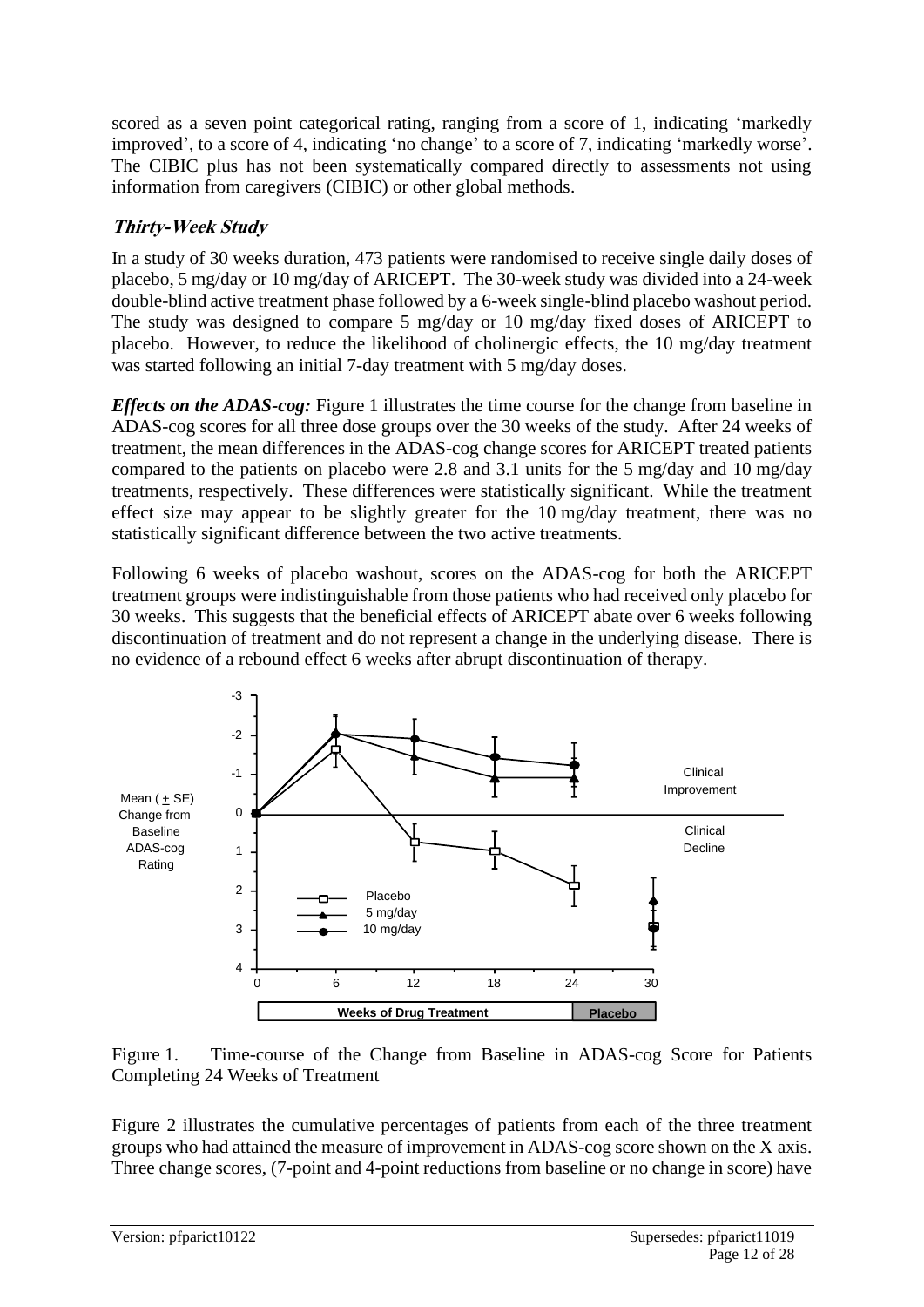scored as a seven point categorical rating, ranging from a score of 1, indicating 'markedly improved', to a score of 4, indicating 'no change' to a score of 7, indicating 'markedly worse'. The CIBIC plus has not been systematically compared directly to assessments not using information from caregivers (CIBIC) or other global methods.

### *Thirty-Week Study*

In a study of 30 weeks duration, 473 patients were randomised to receive single daily doses of placebo, 5 mg/day or 10 mg/day of ARICEPT. The 30-week study was divided into a 24-week double-blind active treatment phase followed by a 6-week single-blind placebo washout period. The study was designed to compare 5 mg/day or 10 mg/day fixed doses of ARICEPT to placebo. However, to reduce the likelihood of cholinergic effects, the 10 mg/day treatment was started following an initial 7-day treatment with 5 mg/day doses.

***Effects on the ADAS-cog:*** Figure 1 illustrates the time course for the change from baseline in ADAS-cog scores for all three dose groups over the 30 weeks of the study. After 24 weeks of treatment, the mean differences in the ADAS-cog change scores for ARICEPT treated patients compared to the patients on placebo were 2.8 and 3.1 units for the 5 mg/day and 10 mg/day treatments, respectively. These differences were statistically significant. While the treatment effect size may appear to be slightly greater for the 10 mg/day treatment, there was no statistically significant difference between the two active treatments.

Following 6 weeks of placebo washout, scores on the ADAS-cog for both the ARICEPT treatment groups were indistinguishable from those patients who had received only placebo for 30 weeks. This suggests that the beneficial effects of ARICEPT abate over 6 weeks following discontinuation of treatment and do not represent a change in the underlying disease. There is no evidence of a rebound effect 6 weeks after abrupt discontinuation of therapy.

Figure 1. Time-course of the Change from Baseline in ADAS-cog Score for Patients Completing 24 Weeks of Treatment

Figure 2 illustrates the cumulative percentages of patients from each of the three treatment groups who had attained the measure of improvement in ADAS-cog score shown on the X axis. Three change scores, (7-point and 4-point reductions from baseline or no change in score) have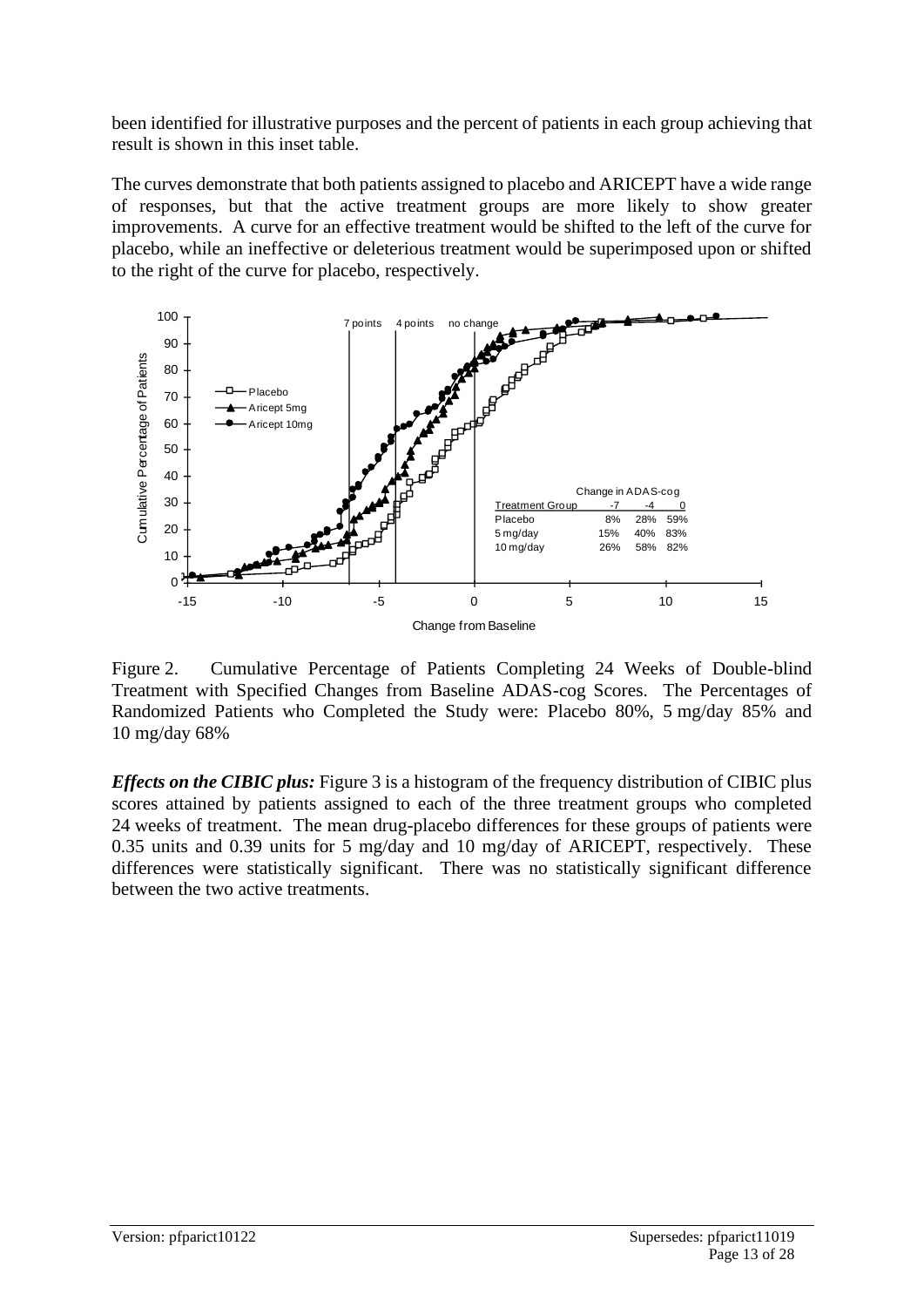been identified for illustrative purposes and the percent of patients in each group achieving that result is shown in this inset table.

The curves demonstrate that both patients assigned to placebo and ARICEPT have a wide range of responses, but that the active treatment groups are more likely to show greater improvements. A curve for an effective treatment would be shifted to the left of the curve for placebo, while an ineffective or deleterious treatment would be superimposed upon or shifted to the right of the curve for placebo, respectively.

| Treatment Group | -7 | -4 | 0 |
|---|---|---|---|
| Placebo | 8% | 28% | 59% |
| 5 mg/day | 15% | 40% | 83% |
| 10 mg/day | 26% | 58% | 82% |

Figure 2. Cumulative Percentage of Patients Completing 24 Weeks of Double-blind Treatment with Specified Changes from Baseline ADAS-cog Scores. The Percentages of Randomized Patients who Completed the Study were: Placebo 80%, 5 mg/day 85% and 10 mg/day 68%

***Effects on the CIBIC plus:*** Figure 3 is a histogram of the frequency distribution of CIBIC plus scores attained by patients assigned to each of the three treatment groups who completed 24 weeks of treatment. The mean drug-placebo differences for these groups of patients were 0.35 units and 0.39 units for 5 mg/day and 10 mg/day of ARICEPT, respectively. These differences were statistically significant. There was no statistically significant difference between the two active treatments.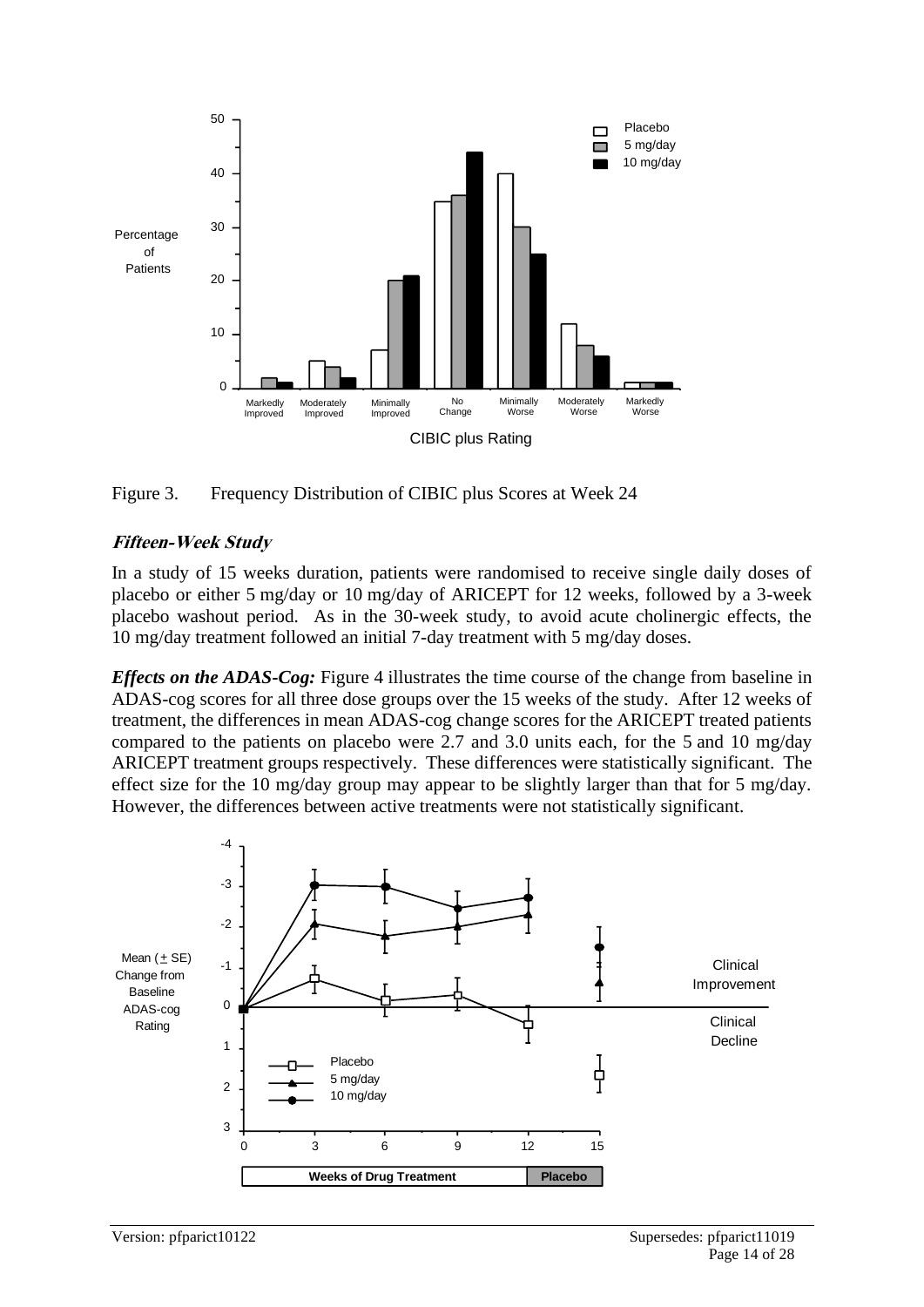Figure 3. Frequency Distribution of CIBIC plus Scores at Week 24

### *Fifteen-Week Study*

In a study of 15 weeks duration, patients were randomised to receive single daily doses of placebo or either 5 mg/day or 10 mg/day of ARICEPT for 12 weeks, followed by a 3-week placebo washout period. As in the 30-week study, to avoid acute cholinergic effects, the 10 mg/day treatment followed an initial 7-day treatment with 5 mg/day doses.

***Effects on the ADAS-Cog:*** Figure 4 illustrates the time course of the change from baseline in ADAS-cog scores for all three dose groups over the 15 weeks of the study. After 12 weeks of treatment, the differences in mean ADAS-cog change scores for the ARICEPT treated patients compared to the patients on placebo were 2.7 and 3.0 units each, for the 5 and 10 mg/day ARICEPT treatment groups respectively. These differences were statistically significant. The effect size for the 10 mg/day group may appear to be slightly larger than that for 5 mg/day. However, the differences between active treatments were not statistically significant.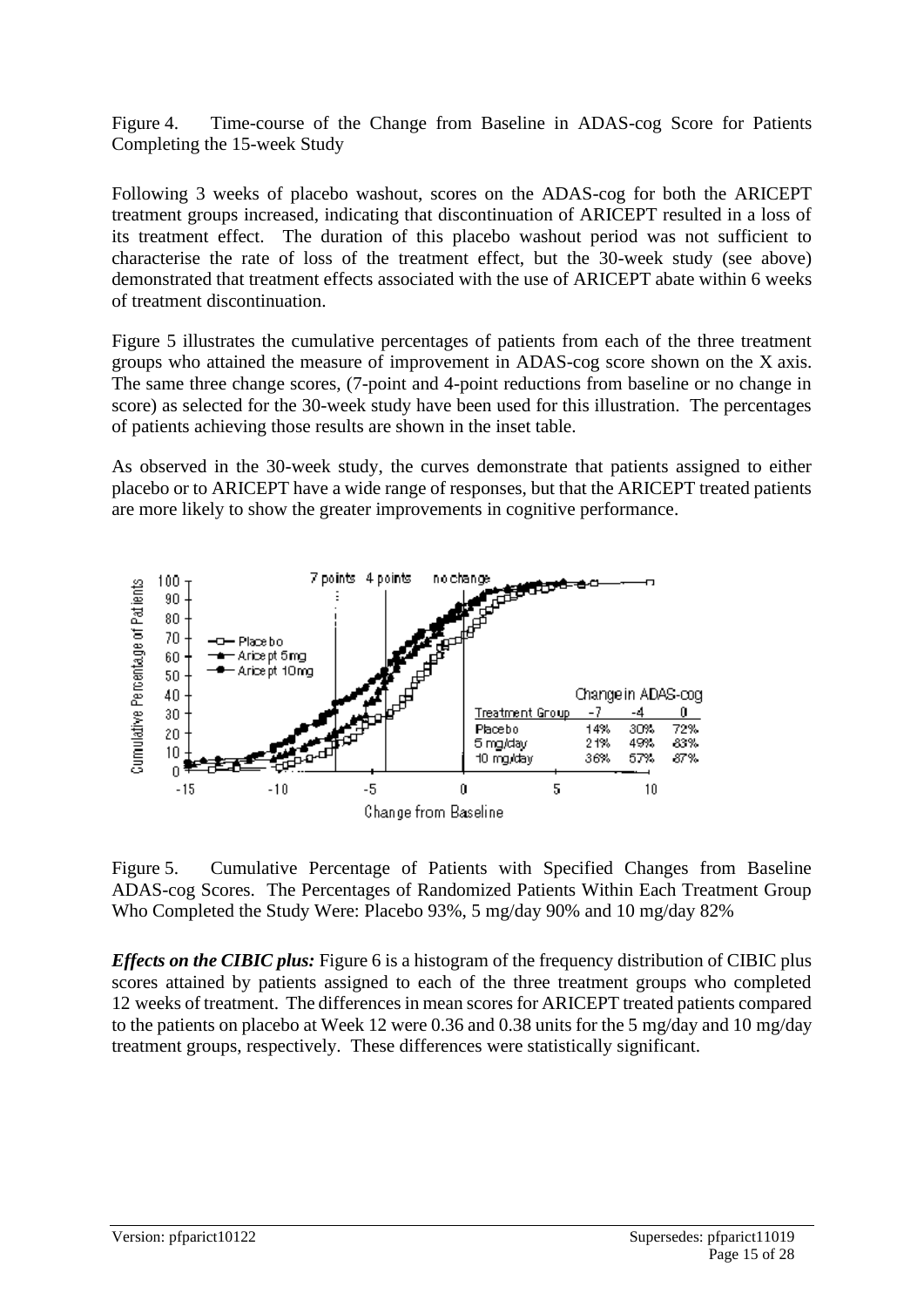Figure 4. Time-course of the Change from Baseline in ADAS-cog Score for Patients Completing the 15-week Study

Following 3 weeks of placebo washout, scores on the ADAS-cog for both the ARICEPT treatment groups increased, indicating that discontinuation of ARICEPT resulted in a loss of its treatment effect. The duration of this placebo washout period was not sufficient to characterise the rate of loss of the treatment effect, but the 30-week study (see above) demonstrated that treatment effects associated with the use of ARICEPT abate within 6 weeks of treatment discontinuation.

Figure 5 illustrates the cumulative percentages of patients from each of the three treatment groups who attained the measure of improvement in ADAS-cog score shown on the X axis. The same three change scores, (7-point and 4-point reductions from baseline or no change in score) as selected for the 30-week study have been used for this illustration. The percentages of patients achieving those results are shown in the inset table.

As observed in the 30-week study, the curves demonstrate that patients assigned to either placebo or to ARICEPT have a wide range of responses, but that the ARICEPT treated patients are more likely to show the greater improvements in cognitive performance.

| Treatment Group | -7 | -4 | 0 |
|---|---|---|---|
| Placebo | 14% | 30% | 72% |
| 5 mg/day | 21% | 49% | 83% |
| 10 mg/day | 36% | 57% | 87% |

Figure 5. Cumulative Percentage of Patients with Specified Changes from Baseline ADAS-cog Scores. The Percentages of Randomized Patients Within Each Treatment Group Who Completed the Study Were: Placebo 93%, 5 mg/day 90% and 10 mg/day 82%

***Effects on the CIBIC plus:*** Figure 6 is a histogram of the frequency distribution of CIBIC plus scores attained by patients assigned to each of the three treatment groups who completed 12 weeks of treatment. The differences in mean scores for ARICEPT treated patients compared to the patients on placebo at Week 12 were 0.36 and 0.38 units for the 5 mg/day and 10 mg/day treatment groups, respectively. These differences were statistically significant.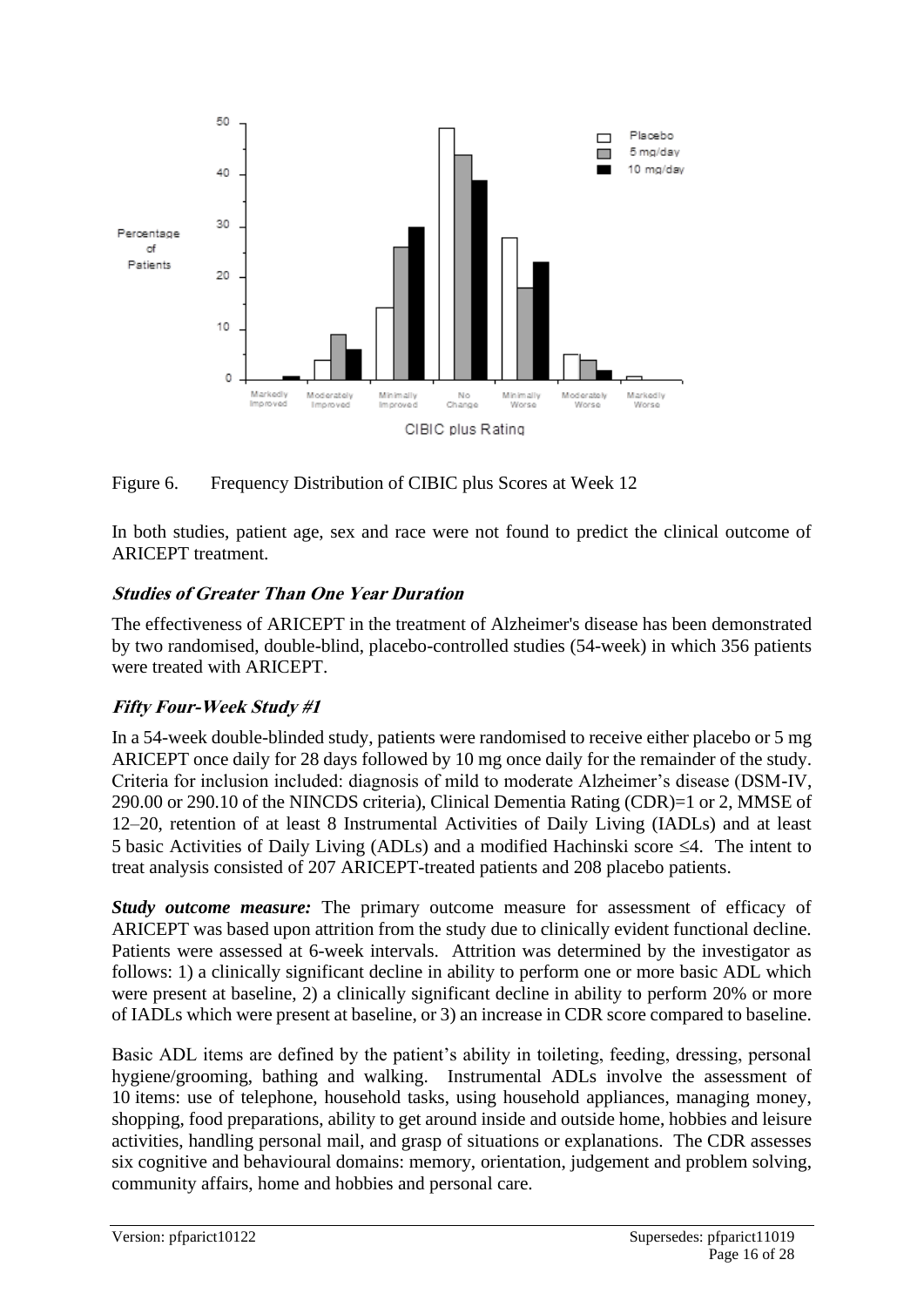Figure 6. Frequency Distribution of CIBIC plus Scores at Week 12

In both studies, patient age, sex and race were not found to predict the clinical outcome of ARICEPT treatment.

### *Studies of Greater Than One Year Duration*

The effectiveness of ARICEPT in the treatment of Alzheimer's disease has been demonstrated by two randomised, double-blind, placebo-controlled studies (54-week) in which 356 patients were treated with ARICEPT.

### *Fifty Four-Week Study #1*

In a 54-week double-blinded study, patients were randomised to receive either placebo or 5 mg ARICEPT once daily for 28 days followed by 10 mg once daily for the remainder of the study. Criteria for inclusion included: diagnosis of mild to moderate Alzheimer's disease (DSM-IV, 290.00 or 290.10 of the NINCDS criteria), Clinical Dementia Rating (CDR)=1 or 2, MMSE of 12–20, retention of at least 8 Instrumental Activities of Daily Living (IADLs) and at least 5 basic Activities of Daily Living (ADLs) and a modified Hachinski score ≤4. The intent to treat analysis consisted of 207 ARICEPT-treated patients and 208 placebo patients.

***Study outcome measure:*** The primary outcome measure for assessment of efficacy of ARICEPT was based upon attrition from the study due to clinically evident functional decline. Patients were assessed at 6-week intervals. Attrition was determined by the investigator as follows: 1) a clinically significant decline in ability to perform one or more basic ADL which were present at baseline, 2) a clinically significant decline in ability to perform 20% or more of IADLs which were present at baseline, or 3) an increase in CDR score compared to baseline.

Basic ADL items are defined by the patient's ability in toileting, feeding, dressing, personal hygiene/grooming, bathing and walking. Instrumental ADLs involve the assessment of 10 items: use of telephone, household tasks, using household appliances, managing money, shopping, food preparations, ability to get around inside and outside home, hobbies and leisure activities, handling personal mail, and grasp of situations or explanations. The CDR assesses six cognitive and behavioural domains: memory, orientation, judgement and problem solving, community affairs, home and hobbies and personal care.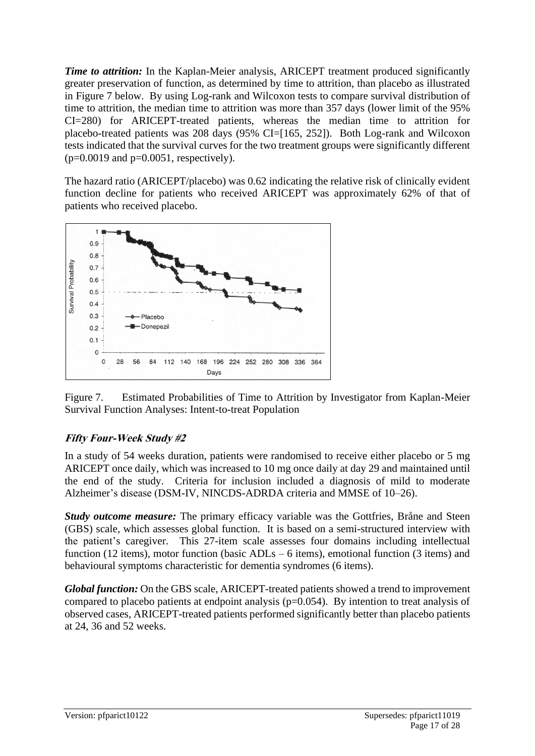***Time to attrition:*** In the Kaplan-Meier analysis, ARICEPT treatment produced significantly greater preservation of function, as determined by time to attrition, than placebo as illustrated in Figure 7 below. By using Log-rank and Wilcoxon tests to compare survival distribution of time to attrition, the median time to attrition was more than 357 days (lower limit of the 95% CI=280) for ARICEPT-treated patients, whereas the median time to attrition for placebo-treated patients was 208 days (95% CI=[165, 252]). Both Log-rank and Wilcoxon tests indicated that the survival curves for the two treatment groups were significantly different (p=0.0019 and p=0.0051, respectively).

The hazard ratio (ARICEPT/placebo) was 0.62 indicating the relative risk of clinically evident function decline for patients who received ARICEPT was approximately 62% of that of patients who received placebo.

Figure 7. Estimated Probabilities of Time to Attrition by Investigator from Kaplan-Meier Survival Function Analyses: Intent-to-treat Population

### ***Fifty Four-Week Study #2***

In a study of 54 weeks duration, patients were randomised to receive either placebo or 5 mg ARICEPT once daily, which was increased to 10 mg once daily at day 29 and maintained until the end of the study. Criteria for inclusion included a diagnosis of mild to moderate Alzheimer's disease (DSM-IV, NINCDS-ADRDA criteria and MMSE of 10–26).

***Study outcome measure:*** The primary efficacy variable was the Gottfries, Bråne and Steen (GBS) scale, which assesses global function. It is based on a semi-structured interview with the patient's caregiver. This 27-item scale assesses four domains including intellectual function (12 items), motor function (basic ADLs – 6 items), emotional function (3 items) and behavioural symptoms characteristic for dementia syndromes (6 items).

***Global function:*** On the GBS scale, ARICEPT-treated patients showed a trend to improvement compared to placebo patients at endpoint analysis (p=0.054). By intention to treat analysis of observed cases, ARICEPT-treated patients performed significantly better than placebo patients at 24, 36 and 52 weeks.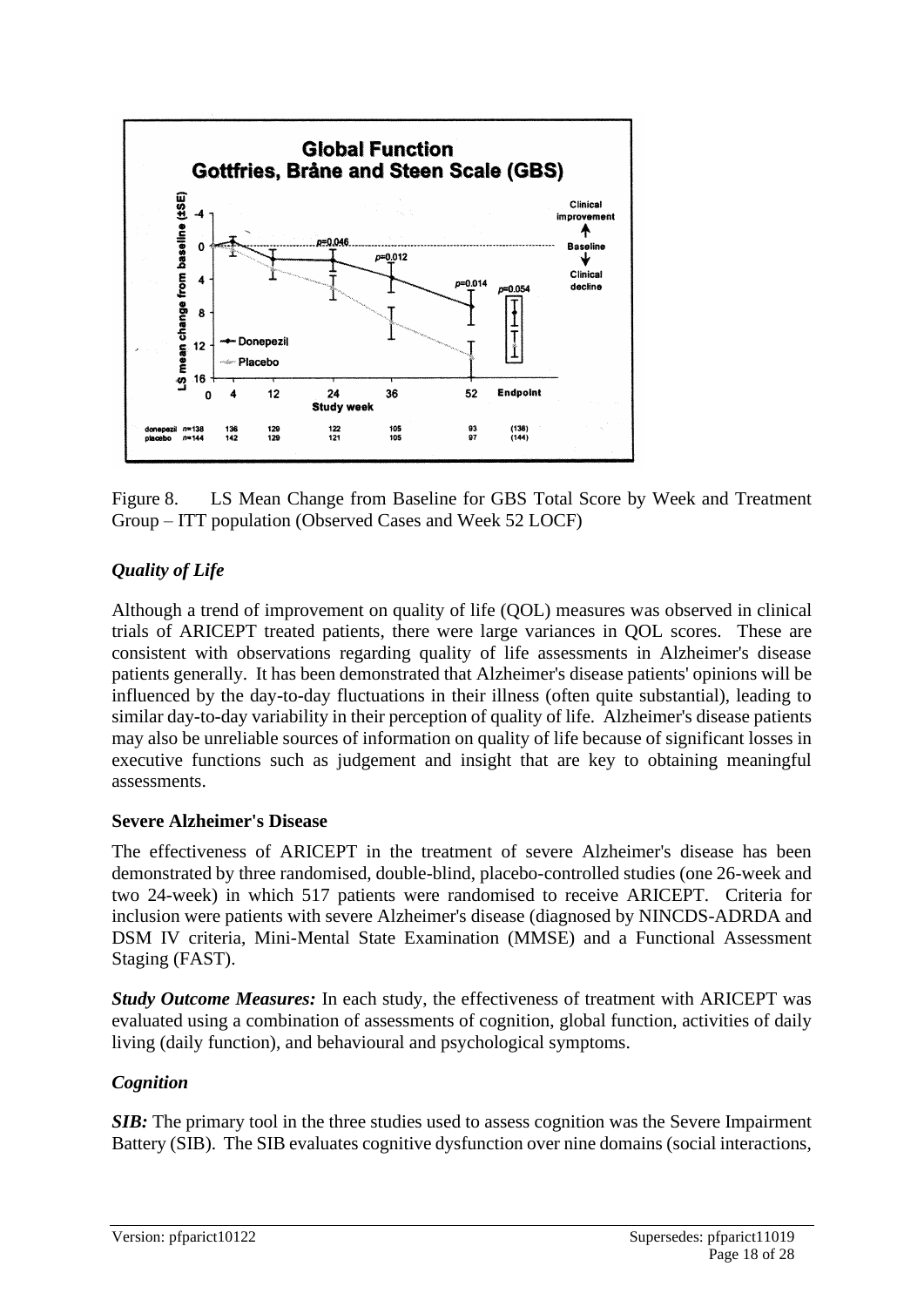Figure 8. LS Mean Change from Baseline for GBS Total Score by Week and Treatment Group – ITT population (Observed Cases and Week 52 LOCF)

### *Quality of Life*

Although a trend of improvement on quality of life (QOL) measures was observed in clinical trials of ARICEPT treated patients, there were large variances in QOL scores. These are consistent with observations regarding quality of life assessments in Alzheimer's disease patients generally. It has been demonstrated that Alzheimer's disease patients' opinions will be influenced by the day-to-day fluctuations in their illness (often quite substantial), leading to similar day-to-day variability in their perception of quality of life. Alzheimer's disease patients may also be unreliable sources of information on quality of life because of significant losses in executive functions such as judgement and insight that are key to obtaining meaningful assessments.

### Severe Alzheimer's Disease

The effectiveness of ARICEPT in the treatment of severe Alzheimer's disease has been demonstrated by three randomised, double-blind, placebo-controlled studies (one 26-week and two 24-week) in which 517 patients were randomised to receive ARICEPT. Criteria for inclusion were patients with severe Alzheimer's disease (diagnosed by NINCDS-ADRDA and DSM IV criteria, Mini-Mental State Examination (MMSE) and a Functional Assessment Staging (FAST).

***Study Outcome Measures:*** In each study, the effectiveness of treatment with ARICEPT was evaluated using a combination of assessments of cognition, global function, activities of daily living (daily function), and behavioural and psychological symptoms.

### *Cognition*

***SIB:*** The primary tool in the three studies used to assess cognition was the Severe Impairment Battery (SIB). The SIB evaluates cognitive dysfunction over nine domains (social interactions,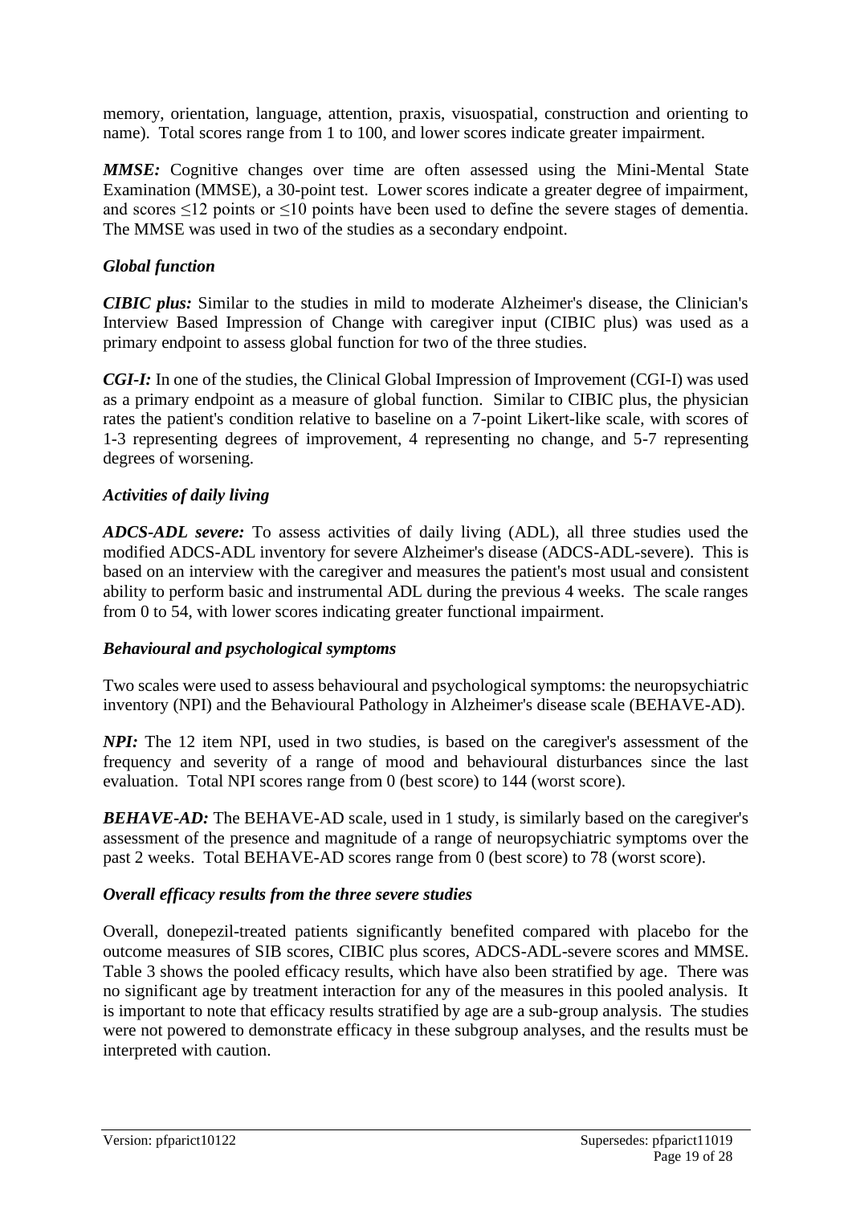memory, orientation, language, attention, praxis, visuospatial, construction and orienting to name). Total scores range from 1 to 100, and lower scores indicate greater impairment.

***MMSE:*** Cognitive changes over time are often assessed using the Mini-Mental State Examination (MMSE), a 30-point test. Lower scores indicate a greater degree of impairment, and scores ≤12 points or ≤10 points have been used to define the severe stages of dementia. The MMSE was used in two of the studies as a secondary endpoint.

### *Global function*

***CIBIC plus:*** Similar to the studies in mild to moderate Alzheimer's disease, the Clinician's Interview Based Impression of Change with caregiver input (CIBIC plus) was used as a primary endpoint to assess global function for two of the three studies.

***CGI-I:*** In one of the studies, the Clinical Global Impression of Improvement (CGI-I) was used as a primary endpoint as a measure of global function. Similar to CIBIC plus, the physician rates the patient's condition relative to baseline on a 7-point Likert-like scale, with scores of 1-3 representing degrees of improvement, 4 representing no change, and 5-7 representing degrees of worsening.

### *Activities of daily living*

***ADCS-ADL severe:*** To assess activities of daily living (ADL), all three studies used the modified ADCS-ADL inventory for severe Alzheimer's disease (ADCS-ADL-severe). This is based on an interview with the caregiver and measures the patient's most usual and consistent ability to perform basic and instrumental ADL during the previous 4 weeks. The scale ranges from 0 to 54, with lower scores indicating greater functional impairment.

### *Behavioural and psychological symptoms*

Two scales were used to assess behavioural and psychological symptoms: the neuropsychiatric inventory (NPI) and the Behavioural Pathology in Alzheimer's disease scale (BEHAVE-AD).

***NPI:*** The 12 item NPI, used in two studies, is based on the caregiver's assessment of the frequency and severity of a range of mood and behavioural disturbances since the last evaluation. Total NPI scores range from 0 (best score) to 144 (worst score).

***BEHAVE-AD:*** The BEHAVE-AD scale, used in 1 study, is similarly based on the caregiver's assessment of the presence and magnitude of a range of neuropsychiatric symptoms over the past 2 weeks. Total BEHAVE-AD scores range from 0 (best score) to 78 (worst score).

### *Overall efficacy results from the three severe studies*

Overall, donepezil-treated patients significantly benefited compared with placebo for the outcome measures of SIB scores, CIBIC plus scores, ADCS-ADL-severe scores and MMSE. Table 3 shows the pooled efficacy results, which have also been stratified by age. There was no significant age by treatment interaction for any of the measures in this pooled analysis. It is important to note that efficacy results stratified by age are a sub-group analysis. The studies were not powered to demonstrate efficacy in these subgroup analyses, and the results must be interpreted with caution.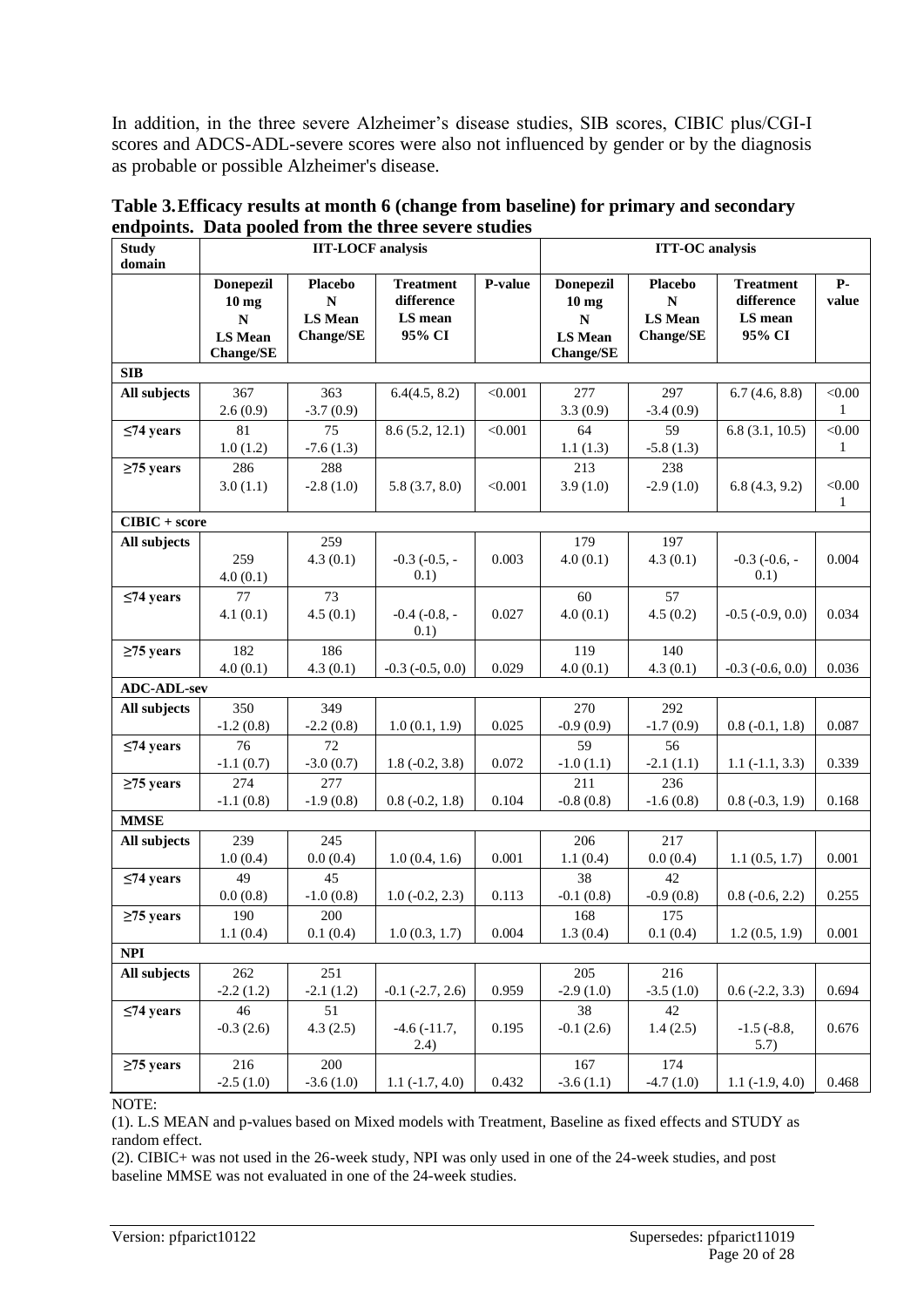In addition, in the three severe Alzheimer's disease studies, SIB scores, CIBIC plus/CGI-I scores and ADCS-ADL-severe scores were also not influenced by gender or by the diagnosis as probable or possible Alzheimer's disease.

**Table 3. Efficacy results at month 6 (change from baseline) for primary and secondary endpoints. Data pooled from the three severe studies**

| Study domain | IIT-LOCF analysis | | | | ITT-OC analysis | | | |
|---|---|---|---|---|---|---|---|---|
| | Donepezil 10 mg N LS Mean Change/SE | Placebo N LS Mean Change/SE | Treatment difference LS mean 95% CI | P-value | Donepezil 10 mg N LS Mean Change/SE | Placebo N LS Mean Change/SE | Treatment difference LS mean 95% CI | P-value |
| **SIB** | | | | | | | | |
| **All subjects** | 367<br>2.6 (0.9) | 363<br>-3.7 (0.9) | 6.4(4.5, 8.2) | <0.001 | 277<br>3.3 (0.9) | 297<br>-3.4 (0.9) | 6.7 (4.6, 8.8) | <0.001 |
| **≤74 years** | 81<br>1.0 (1.2) | 75<br>-7.6 (1.3) | 8.6 (5.2, 12.1) | <0.001 | 64<br>1.1 (1.3) | 59<br>-5.8 (1.3) | 6.8 (3.1, 10.5) | <0.001 |
| **≥75 years** | 286<br>3.0 (1.1) | 288<br>-2.8 (1.0) | 5.8 (3.7, 8.0) | <0.001 | 213<br>3.9 (1.0) | 238<br>-2.9 (1.0) | 6.8 (4.3, 9.2) | <0.001 |
| **CIBIC + score** | | | | | | | | |
| **All subjects** | 259<br>4.0 (0.1) | 259<br>4.3 (0.1) | -0.3 (-0.5, -0.1) | 0.003 | 179<br>4.0 (0.1) | 197<br>4.3 (0.1) | -0.3 (-0.6, -0.1) | 0.004 |
| **≤74 years** | 77<br>4.1 (0.1) | 73<br>4.5 (0.1) | -0.4 (-0.8, -0.1) | 0.027 | 60<br>4.0 (0.1) | 57<br>4.5 (0.2) | -0.5 (-0.9, 0.0) | 0.034 |
| **≥75 years** | 182<br>4.0 (0.1) | 186<br>4.3 (0.1) | -0.3 (-0.5, 0.0) | 0.029 | 119<br>4.0 (0.1) | 140<br>4.3 (0.1) | -0.3 (-0.6, 0.0) | 0.036 |
| **ADC-ADL-sev** | | | | | | | | |
| **All subjects** | 350<br>-1.2 (0.8) | 349<br>-2.2 (0.8) | 1.0 (0.1, 1.9) | 0.025 | 270<br>-0.9 (0.9) | 292<br>-1.7 (0.9) | 0.8 (-0.1, 1.8) | 0.087 |
| **≤74 years** | 76<br>-1.1 (0.7) | 72<br>-3.0 (0.7) | 1.8 (-0.2, 3.8) | 0.072 | 59<br>-1.0 (1.1) | 56<br>-2.1 (1.1) | 1.1 (-1.1, 3.3) | 0.339 |
| **≥75 years** | 274<br>-1.1 (0.8) | 277<br>-1.9 (0.8) | 0.8 (-0.2, 1.8) | 0.104 | 211<br>-0.8 (0.8) | 236<br>-1.6 (0.8) | 0.8 (-0.3, 1.9) | 0.168 |
| **MMSE** | | | | | | | | |
| **All subjects** | 239<br>1.0 (0.4) | 245<br>0.0 (0.4) | 1.0 (0.4, 1.6) | 0.001 | 206<br>1.1 (0.4) | 217<br>0.0 (0.4) | 1.1 (0.5, 1.7) | 0.001 |
| **≤74 years** | 49<br>0.0 (0.8) | 45<br>-1.0 (0.8) | 1.0 (-0.2, 2.3) | 0.113 | 38<br>-0.1 (0.8) | 42<br>-0.9 (0.8) | 0.8 (-0.6, 2.2) | 0.255 |
| **≥75 years** | 190<br>1.1 (0.4) | 200<br>0.1 (0.4) | 1.0 (0.3, 1.7) | 0.004 | 168<br>1.3 (0.4) | 175<br>0.1 (0.4) | 1.2 (0.5, 1.9) | 0.001 |
| **NPI** | | | | | | | | |
| **All subjects** | 262<br>-2.2 (1.2) | 251<br>-2.1 (1.2) | -0.1 (-2.7, 2.6) | 0.959 | 205<br>-2.9 (1.0) | 216<br>-3.5 (1.0) | 0.6 (-2.2, 3.3) | 0.694 |
| **≤74 years** | 46<br>-0.3 (2.6) | 51<br>4.3 (2.5) | -4.6 (-11.7, 2.4) | 0.195 | 38<br>-0.1 (2.6) | 42<br>1.4 (2.5) | -1.5 (-8.8, 5.7) | 0.676 |
| **≥75 years** | 216<br>-2.5 (1.0) | 200<br>-3.6 (1.0) | 1.1 (-1.7, 4.0) | 0.432 | 167<br>-3.6 (1.1) | 174<br>-4.7 (1.0) | 1.1 (-1.9, 4.0) | 0.468 |

NOTE:

(1). L.S MEAN and p-values based on Mixed models with Treatment, Baseline as fixed effects and STUDY as random effect.

(2). CIBIC+ was not used in the 26-week study, NPI was only used in one of the 24-week studies, and post baseline MMSE was not evaluated in one of the 24-week studies.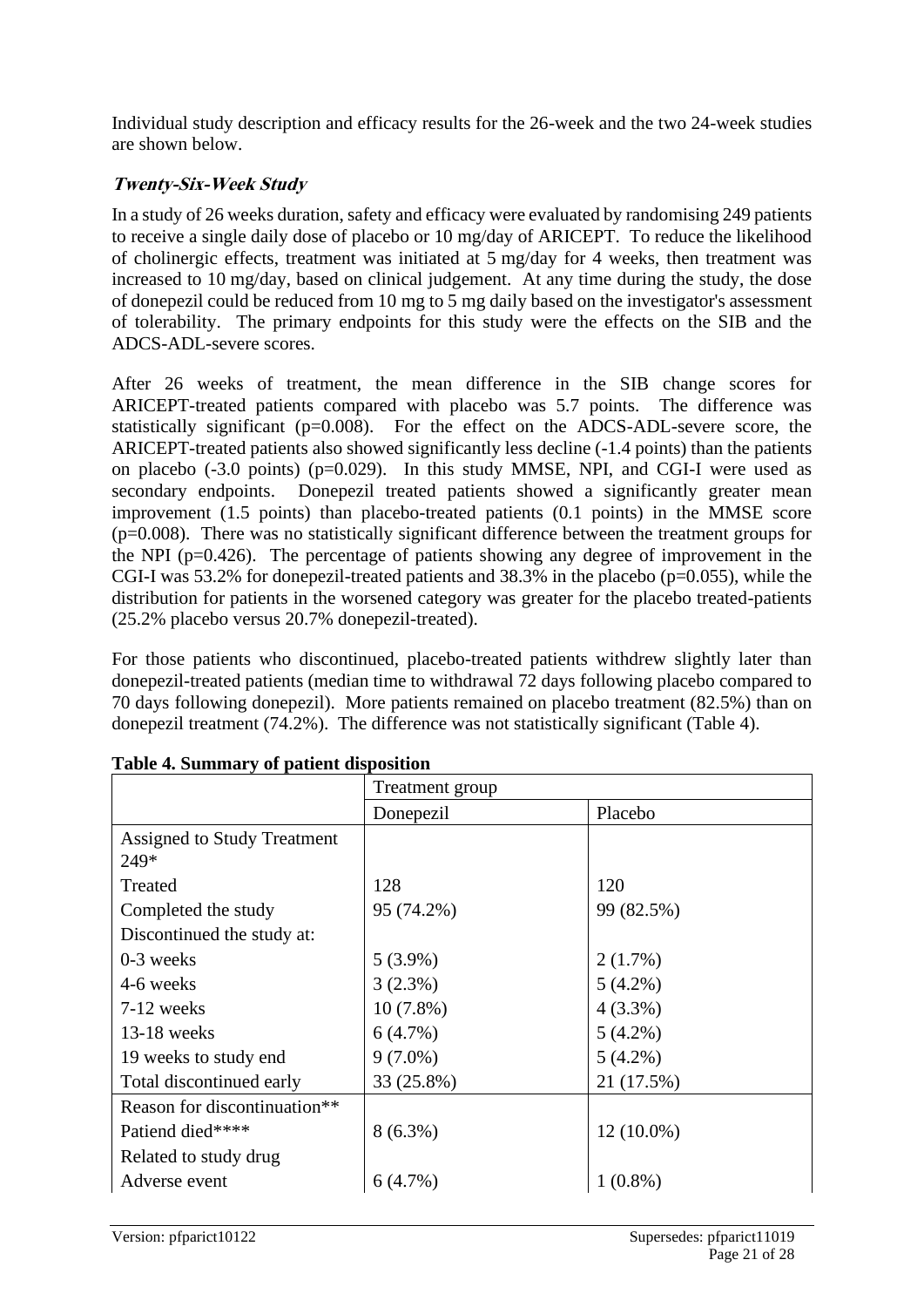Individual study description and efficacy results for the 26-week and the two 24-week studies are shown below.

### *Twenty-Six-Week Study*

In a study of 26 weeks duration, safety and efficacy were evaluated by randomising 249 patients to receive a single daily dose of placebo or 10 mg/day of ARICEPT. To reduce the likelihood of cholinergic effects, treatment was initiated at 5 mg/day for 4 weeks, then treatment was increased to 10 mg/day, based on clinical judgement. At any time during the study, the dose of donepezil could be reduced from 10 mg to 5 mg daily based on the investigator's assessment of tolerability. The primary endpoints for this study were the effects on the SIB and the ADCS-ADL-severe scores.

After 26 weeks of treatment, the mean difference in the SIB change scores for ARICEPT-treated patients compared with placebo was 5.7 points. The difference was statistically significant (p=0.008). For the effect on the ADCS-ADL-severe score, the ARICEPT-treated patients also showed significantly less decline (-1.4 points) than the patients on placebo (-3.0 points) (p=0.029). In this study MMSE, NPI, and CGI-I were used as secondary endpoints. Donepezil treated patients showed a significantly greater mean improvement (1.5 points) than placebo-treated patients (0.1 points) in the MMSE score (p=0.008). There was no statistically significant difference between the treatment groups for the NPI (p=0.426). The percentage of patients showing any degree of improvement in the CGI-I was 53.2% for donepezil-treated patients and 38.3% in the placebo (p=0.055), while the distribution for patients in the worsened category was greater for the placebo treated-patients (25.2% placebo versus 20.7% donepezil-treated).

For those patients who discontinued, placebo-treated patients withdrew slightly later than donepezil-treated patients (median time to withdrawal 72 days following placebo compared to 70 days following donepezil). More patients remained on placebo treatment (82.5%) than on donepezil treatment (74.2%). The difference was not statistically significant (Table 4).

**Table 4. Summary of patient disposition**

| | Treatment group | |
|---|---|---|
| | Donepezil | Placebo |
| Assigned to Study Treatment 249* | | |
| Treated | 128 | 120 |
| Completed the study | 95 (74.2%) | 99 (82.5%) |
| Discontinued the study at: | | |
| 0-3 weeks | 5 (3.9%) | 2 (1.7%) |
| 4-6 weeks | 3 (2.3%) | 5 (4.2%) |
| 7-12 weeks | 10 (7.8%) | 4 (3.3%) |
| 13-18 weeks | 6 (4.7%) | 5 (4.2%) |
| 19 weeks to study end | 9 (7.0%) | 5 (4.2%) |
| Total discontinued early | 33 (25.8%) | 21 (17.5%) |
| Reason for discontinuation** | | |
| Patiend died**** | 8 (6.3%) | 12 (10.0%) |
| Related to study drug | | |
| Adverse event | 6 (4.7%) | 1 (0.8%) |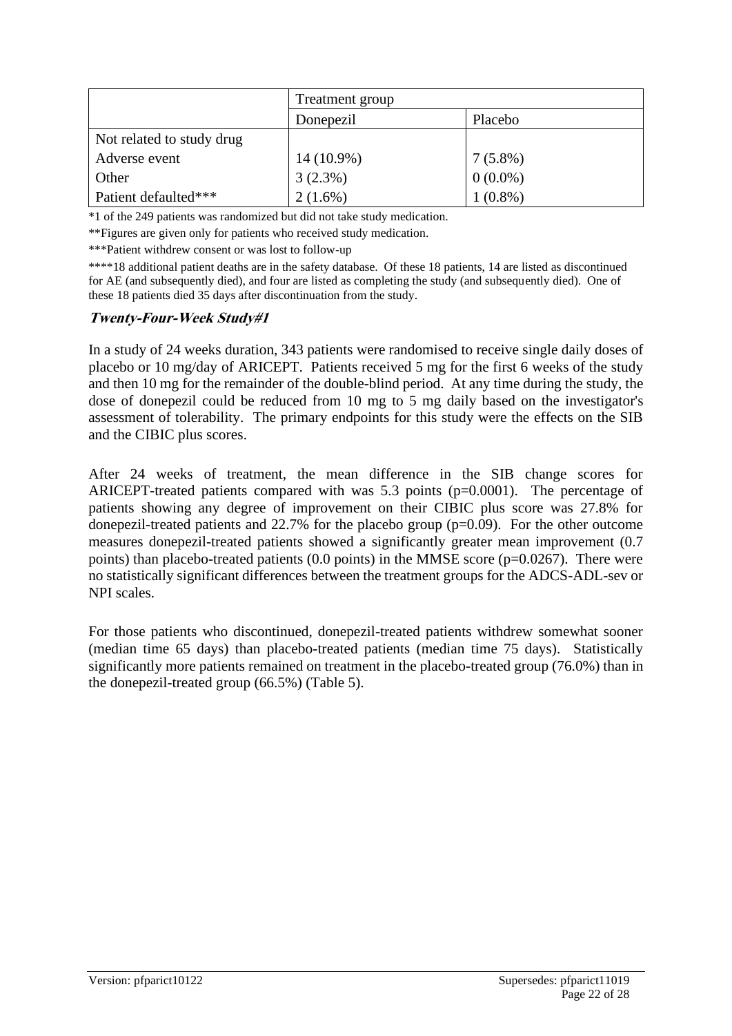| | Treatment group | |
|---|---|---|
| | Donepezil | Placebo |
| Not related to study drug | | |
| Adverse event | 14 (10.9%) | 7 (5.8%) |
| Other | 3 (2.3%) | 0 (0.0%) |
| Patient defaulted*** | 2 (1.6%) | 1 (0.8%) |

*1 of the 249 patients was randomized but did not take study medication.

**Figures are given only for patients who received study medication.

***Patient withdrew consent or was lost to follow-up

****18 additional patient deaths are in the safety database. Of these 18 patients, 14 are listed as discontinued for AE (and subsequently died), and four are listed as completing the study (and subsequently died). One of these 18 patients died 35 days after discontinuation from the study.

### ***Twenty-Four-Week Study#1***

In a study of 24 weeks duration, 343 patients were randomised to receive single daily doses of placebo or 10 mg/day of ARICEPT. Patients received 5 mg for the first 6 weeks of the study and then 10 mg for the remainder of the double-blind period. At any time during the study, the dose of donepezil could be reduced from 10 mg to 5 mg daily based on the investigator's assessment of tolerability. The primary endpoints for this study were the effects on the SIB and the CIBIC plus scores.

After 24 weeks of treatment, the mean difference in the SIB change scores for ARICEPT-treated patients compared with was 5.3 points (p=0.0001). The percentage of patients showing any degree of improvement on their CIBIC plus score was 27.8% for donepezil-treated patients and 22.7% for the placebo group (p=0.09). For the other outcome measures donepezil-treated patients showed a significantly greater mean improvement (0.7 points) than placebo-treated patients (0.0 points) in the MMSE score (p=0.0267). There were no statistically significant differences between the treatment groups for the ADCS-ADL-sev or NPI scales.

For those patients who discontinued, donepezil-treated patients withdrew somewhat sooner (median time 65 days) than placebo-treated patients (median time 75 days). Statistically significantly more patients remained on treatment in the placebo-treated group (76.0%) than in the donepezil-treated group (66.5%) (Table 5).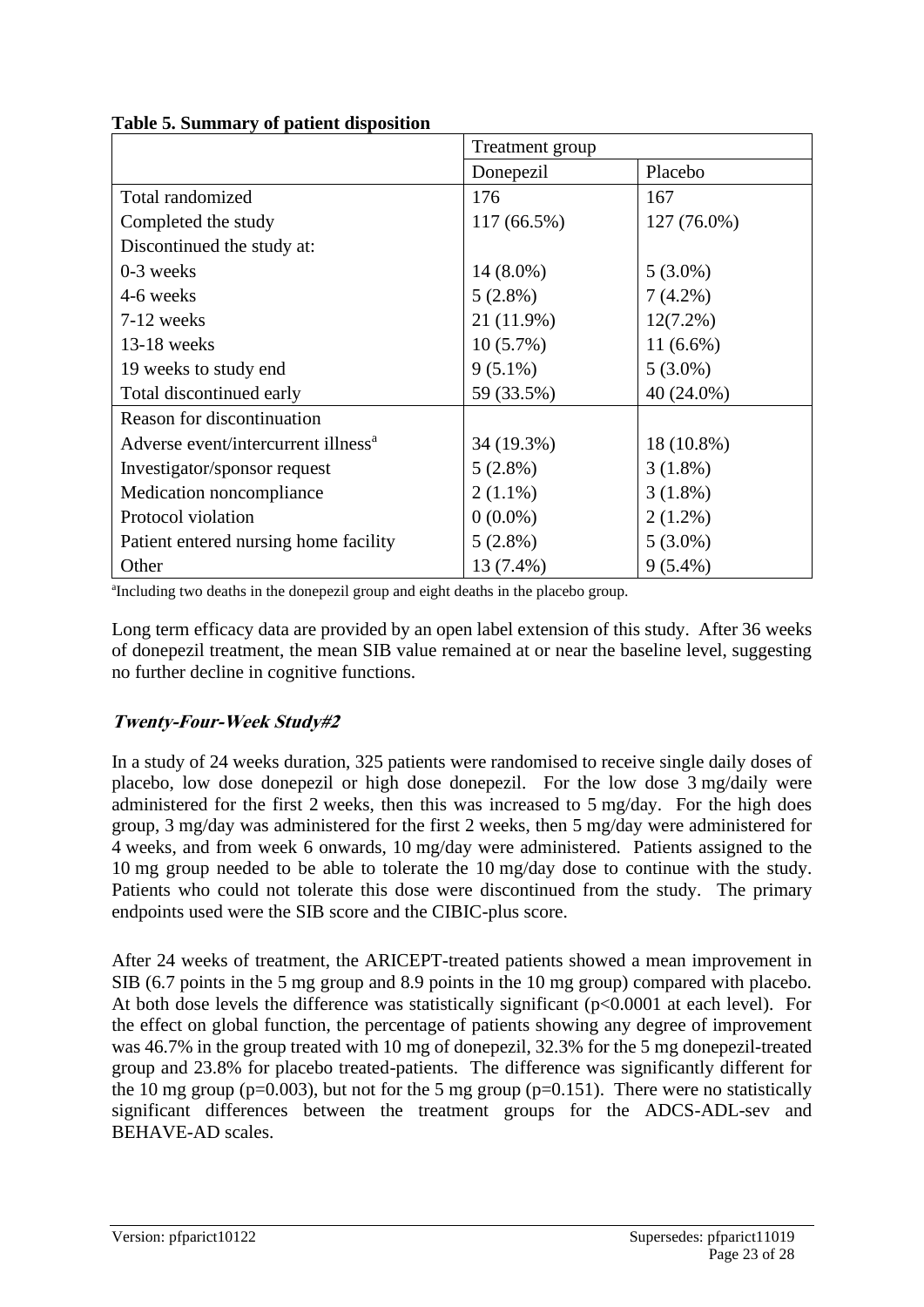**Table 5. Summary of patient disposition**

| | Treatment group | |
|---|---|---|
| | Donepezil | Placebo |
| Total randomized | 176 | 167 |
| Completed the study | 117 (66.5%) | 127 (76.0%) |
| Discontinued the study at: | | |
| 0-3 weeks | 14 (8.0%) | 5 (3.0%) |
| 4-6 weeks | 5 (2.8%) | 7 (4.2%) |
| 7-12 weeks | 21 (11.9%) | 12(7.2%) |
| 13-18 weeks | 10 (5.7%) | 11 (6.6%) |
| 19 weeks to study end | 9 (5.1%) | 5 (3.0%) |
| Total discontinued early | 59 (33.5%) | 40 (24.0%) |
| Reason for discontinuation | | |
| Adverse event/intercurrent illness[a] | 34 (19.3%) | 18 (10.8%) |
| Investigator/sponsor request | 5 (2.8%) | 3 (1.8%) |
| Medication noncompliance | 2 (1.1%) | 3 (1.8%) |
| Protocol violation | 0 (0.0%) | 2 (1.2%) |
| Patient entered nursing home facility | 5 (2.8%) | 5 (3.0%) |
| Other | 13 (7.4%) | 9 (5.4%) |

[a]Including two deaths in the donepezil group and eight deaths in the placebo group.

Long term efficacy data are provided by an open label extension of this study. After 36 weeks of donepezil treatment, the mean SIB value remained at or near the baseline level, suggesting no further decline in cognitive functions.

### *Twenty-Four-Week Study#2*

In a study of 24 weeks duration, 325 patients were randomised to receive single daily doses of placebo, low dose donepezil or high dose donepezil. For the low dose 3 mg/daily were administered for the first 2 weeks, then this was increased to 5 mg/day. For the high does group, 3 mg/day was administered for the first 2 weeks, then 5 mg/day were administered for 4 weeks, and from week 6 onwards, 10 mg/day were administered. Patients assigned to the 10 mg group needed to be able to tolerate the 10 mg/day dose to continue with the study. Patients who could not tolerate this dose were discontinued from the study. The primary endpoints used were the SIB score and the CIBIC-plus score.

After 24 weeks of treatment, the ARICEPT-treated patients showed a mean improvement in SIB (6.7 points in the 5 mg group and 8.9 points in the 10 mg group) compared with placebo. At both dose levels the difference was statistically significant ($p<0.0001$ at each level). For the effect on global function, the percentage of patients showing any degree of improvement was 46.7% in the group treated with 10 mg of donepezil, 32.3% for the 5 mg donepezil-treated group and 23.8% for placebo treated-patients. The difference was significantly different for the 10 mg group ($p=0.003$), but not for the 5 mg group ($p=0.151$). There were no statistically significant differences between the treatment groups for the ADCS-ADL-sev and BEHAVE-AD scales.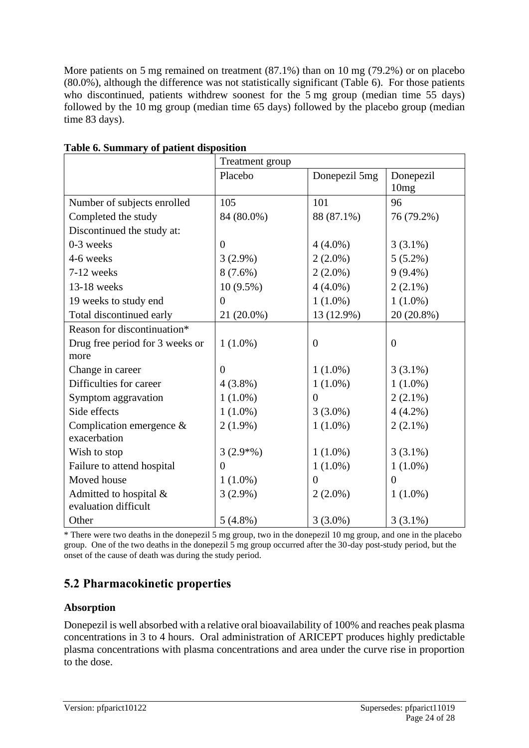More patients on 5 mg remained on treatment (87.1%) than on 10 mg (79.2%) or on placebo (80.0%), although the difference was not statistically significant (Table 6). For those patients who discontinued, patients withdrew soonest for the 5 mg group (median time 55 days) followed by the 10 mg group (median time 65 days) followed by the placebo group (median time 83 days).

**Table 6. Summary of patient disposition**

| | Treatment group | | |
|---|---|---|---|
| | Placebo | Donepezil 5mg | Donepezil 10mg |
| Number of subjects enrolled | 105 | 101 | 96 |
| Completed the study | 84 (80.0%) | 88 (87.1%) | 76 (79.2%) |
| Discontinued the study at: | | | |
| 0-3 weeks | 0 | 4 (4.0%) | 3 (3.1%) |
| 4-6 weeks | 3 (2.9%) | 2 (2.0%) | 5 (5.2%) |
| 7-12 weeks | 8 (7.6%) | 2 (2.0%) | 9 (9.4%) |
| 13-18 weeks | 10 (9.5%) | 4 (4.0%) | 2 (2.1%) |
| 19 weeks to study end | 0 | 1 (1.0%) | 1 (1.0%) |
| Total discontinued early | 21 (20.0%) | 13 (12.9%) | 20 (20.8%) |
| Reason for discontinuation* | | | |
| Drug free period for 3 weeks or more | 1 (1.0%) | 0 | 0 |
| Change in career | 0 | 1 (1.0%) | 3 (3.1%) |
| Difficulties for career | 4 (3.8%) | 1 (1.0%) | 1 (1.0%) |
| Symptom aggravation | 1 (1.0%) | 0 | 2 (2.1%) |
| Side effects | 1 (1.0%) | 3 (3.0%) | 4 (4.2%) |
| Complication emergence & exacerbation | 2 (1.9%) | 1 (1.0%) | 2 (2.1%) |
| Wish to stop | 3 (2.9*%) | 1 (1.0%) | 3 (3.1%) |
| Failure to attend hospital | 0 | 1 (1.0%) | 1 (1.0%) |
| Moved house | 1 (1.0%) | 0 | 0 |
| Admitted to hospital & evaluation difficult | 3 (2.9%) | 2 (2.0%) | 1 (1.0%) |
| Other | 5 (4.8%) | 3 (3.0%) | 3 (3.1%) |

* There were two deaths in the donepezil 5 mg group, two in the donepezil 10 mg group, and one in the placebo group. One of the two deaths in the donepezil 5 mg group occurred after the 30-day post-study period, but the onset of the cause of death was during the study period.

## 5.2 Pharmacokinetic properties

### Absorption

Donepezil is well absorbed with a relative oral bioavailability of 100% and reaches peak plasma concentrations in 3 to 4 hours. Oral administration of ARICEPT produces highly predictable plasma concentrations with plasma concentrations and area under the curve rise in proportion to the dose.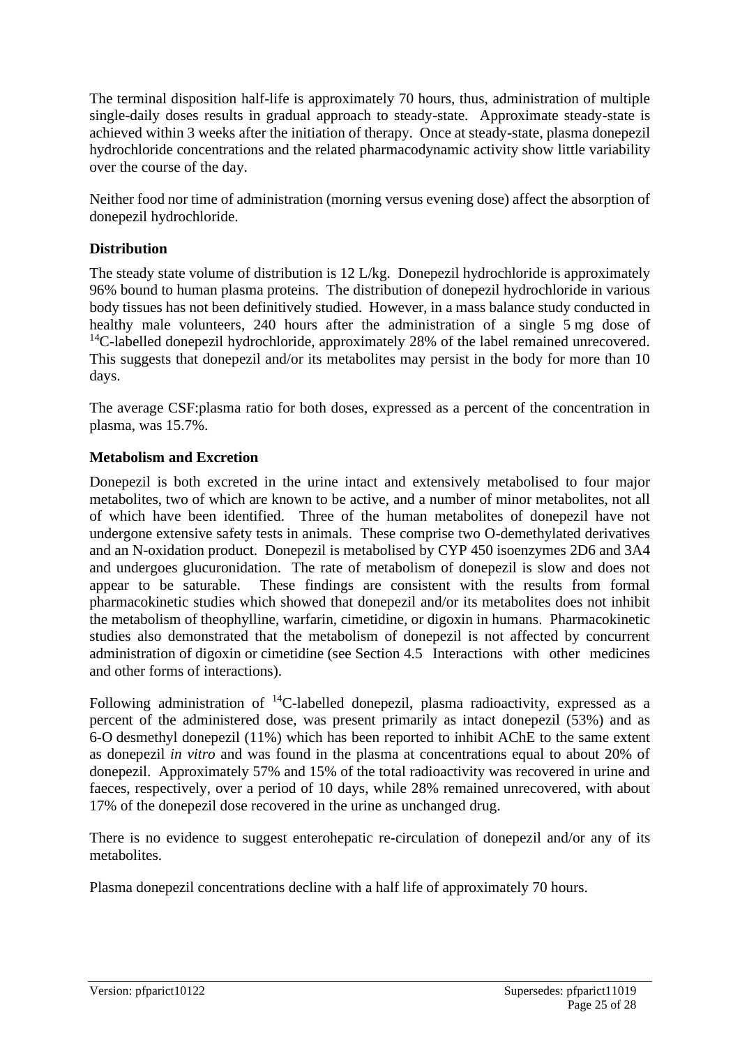The terminal disposition half-life is approximately 70 hours, thus, administration of multiple single-daily doses results in gradual approach to steady-state. Approximate steady-state is achieved within 3 weeks after the initiation of therapy. Once at steady-state, plasma donepezil hydrochloride concentrations and the related pharmacodynamic activity show little variability over the course of the day.

Neither food nor time of administration (morning versus evening dose) affect the absorption of donepezil hydrochloride.

**Distribution**

The steady state volume of distribution is 12 L/kg. Donepezil hydrochloride is approximately 96% bound to human plasma proteins. The distribution of donepezil hydrochloride in various body tissues has not been definitively studied. However, in a mass balance study conducted in healthy male volunteers, 240 hours after the administration of a single 5 mg dose of $^{14}$C-labelled donepezil hydrochloride, approximately 28% of the label remained unrecovered. This suggests that donepezil and/or its metabolites may persist in the body for more than 10 days.

The average CSF:plasma ratio for both doses, expressed as a percent of the concentration in plasma, was 15.7%.

**Metabolism and Excretion**

Donepezil is both excreted in the urine intact and extensively metabolised to four major metabolites, two of which are known to be active, and a number of minor metabolites, not all of which have been identified. Three of the human metabolites of donepezil have not undergone extensive safety tests in animals. These comprise two O-demethylated derivatives and an N-oxidation product. Donepezil is metabolised by CYP 450 isoenzymes 2D6 and 3A4 and undergoes glucuronidation. The rate of metabolism of donepezil is slow and does not appear to be saturable. These findings are consistent with the results from formal pharmacokinetic studies which showed that donepezil and/or its metabolites does not inhibit the metabolism of theophylline, warfarin, cimetidine, or digoxin in humans. Pharmacokinetic studies also demonstrated that the metabolism of donepezil is not affected by concurrent administration of digoxin or cimetidine (see Section 4.5 Interactions with other medicines and other forms of interactions).

Following administration of $^{14}$C-labelled donepezil, plasma radioactivity, expressed as a percent of the administered dose, was present primarily as intact donepezil (53%) and as 6-O desmethyl donepezil (11%) which has been reported to inhibit AChE to the same extent as donepezil *in vitro* and was found in the plasma at concentrations equal to about 20% of donepezil. Approximately 57% and 15% of the total radioactivity was recovered in urine and faeces, respectively, over a period of 10 days, while 28% remained unrecovered, with about 17% of the donepezil dose recovered in the urine as unchanged drug.

There is no evidence to suggest enterohepatic re-circulation of donepezil and/or any of its metabolites.

Plasma donepezil concentrations decline with a half life of approximately 70 hours.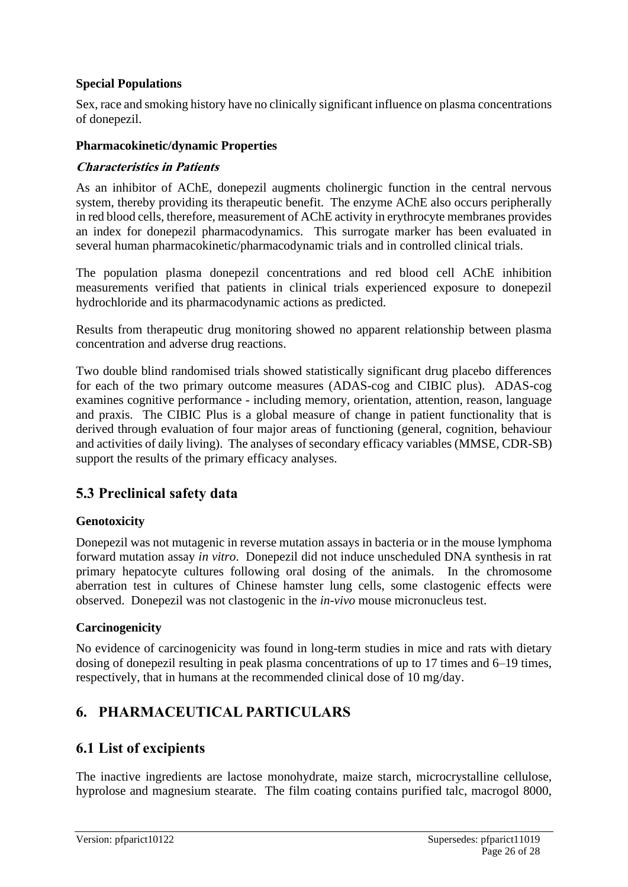**Special Populations**

Sex, race and smoking history have no clinically significant influence on plasma concentrations of donepezil.

**Pharmacokinetic/dynamic Properties**

***Characteristics in Patients***

As an inhibitor of AChE, donepezil augments cholinergic function in the central nervous system, thereby providing its therapeutic benefit. The enzyme AChE also occurs peripherally in red blood cells, therefore, measurement of AChE activity in erythrocyte membranes provides an index for donepezil pharmacodynamics. This surrogate marker has been evaluated in several human pharmacokinetic/pharmacodynamic trials and in controlled clinical trials.

The population plasma donepezil concentrations and red blood cell AChE inhibition measurements verified that patients in clinical trials experienced exposure to donepezil hydrochloride and its pharmacodynamic actions as predicted.

Results from therapeutic drug monitoring showed no apparent relationship between plasma concentration and adverse drug reactions.

Two double blind randomised trials showed statistically significant drug placebo differences for each of the two primary outcome measures (ADAS-cog and CIBIC plus). ADAS-cog examines cognitive performance - including memory, orientation, attention, reason, language and praxis. The CIBIC Plus is a global measure of change in patient functionality that is derived through evaluation of four major areas of functioning (general, cognition, behaviour and activities of daily living). The analyses of secondary efficacy variables (MMSE, CDR-SB) support the results of the primary efficacy analyses.

## 5.3 Preclinical safety data

**Genotoxicity**

Donepezil was not mutagenic in reverse mutation assays in bacteria or in the mouse lymphoma forward mutation assay *in vitro*. Donepezil did not induce unscheduled DNA synthesis in rat primary hepatocyte cultures following oral dosing of the animals. In the chromosome aberration test in cultures of Chinese hamster lung cells, some clastogenic effects were observed. Donepezil was not clastogenic in the *in-vivo* mouse micronucleus test.

**Carcinogenicity**

No evidence of carcinogenicity was found in long-term studies in mice and rats with dietary dosing of donepezil resulting in peak plasma concentrations of up to 17 times and 6–19 times, respectively, that in humans at the recommended clinical dose of 10 mg/day.

# 6. PHARMACEUTICAL PARTICULARS

## 6.1 List of excipients

The inactive ingredients are lactose monohydrate, maize starch, microcrystalline cellulose, hyprolose and magnesium stearate. The film coating contains purified talc, macrogol 8000,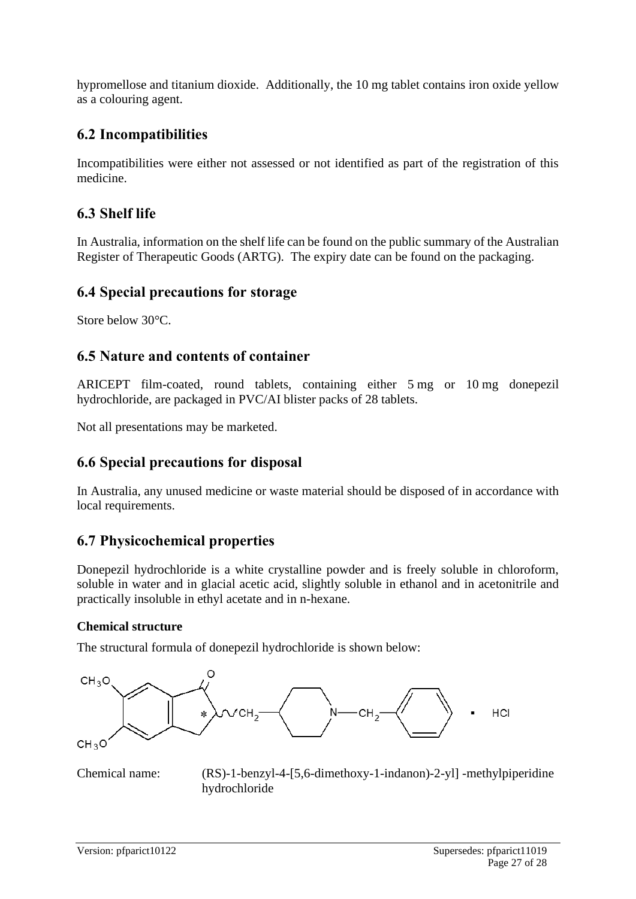hypromellose and titanium dioxide. Additionally, the 10 mg tablet contains iron oxide yellow as a colouring agent.

## 6.2 Incompatibilities

Incompatibilities were either not assessed or not identified as part of the registration of this medicine.

## 6.3 Shelf life

In Australia, information on the shelf life can be found on the public summary of the Australian Register of Therapeutic Goods (ARTG). The expiry date can be found on the packaging.

## 6.4 Special precautions for storage

Store below 30°C.

## 6.5 Nature and contents of container

ARICEPT film-coated, round tablets, containing either 5 mg or 10 mg donepezil hydrochloride, are packaged in PVC/Al blister packs of 28 tablets.

Not all presentations may be marketed.

## 6.6 Special precautions for disposal

In Australia, any unused medicine or waste material should be disposed of in accordance with local requirements.

## 6.7 Physicochemical properties

Donepezil hydrochloride is a white crystalline powder and is freely soluble in chloroform, soluble in water and in glacial acetic acid, slightly soluble in ethanol and in acetonitrile and practically insoluble in ethyl acetate and in n-hexane.

**Chemical structure**

The structural formula of donepezil hydrochloride is shown below:

Chemical name: (RS)-1-benzyl-4-[5,6-dimethoxy-1-indanon)-2-yl] -methylpiperidine hydrochloride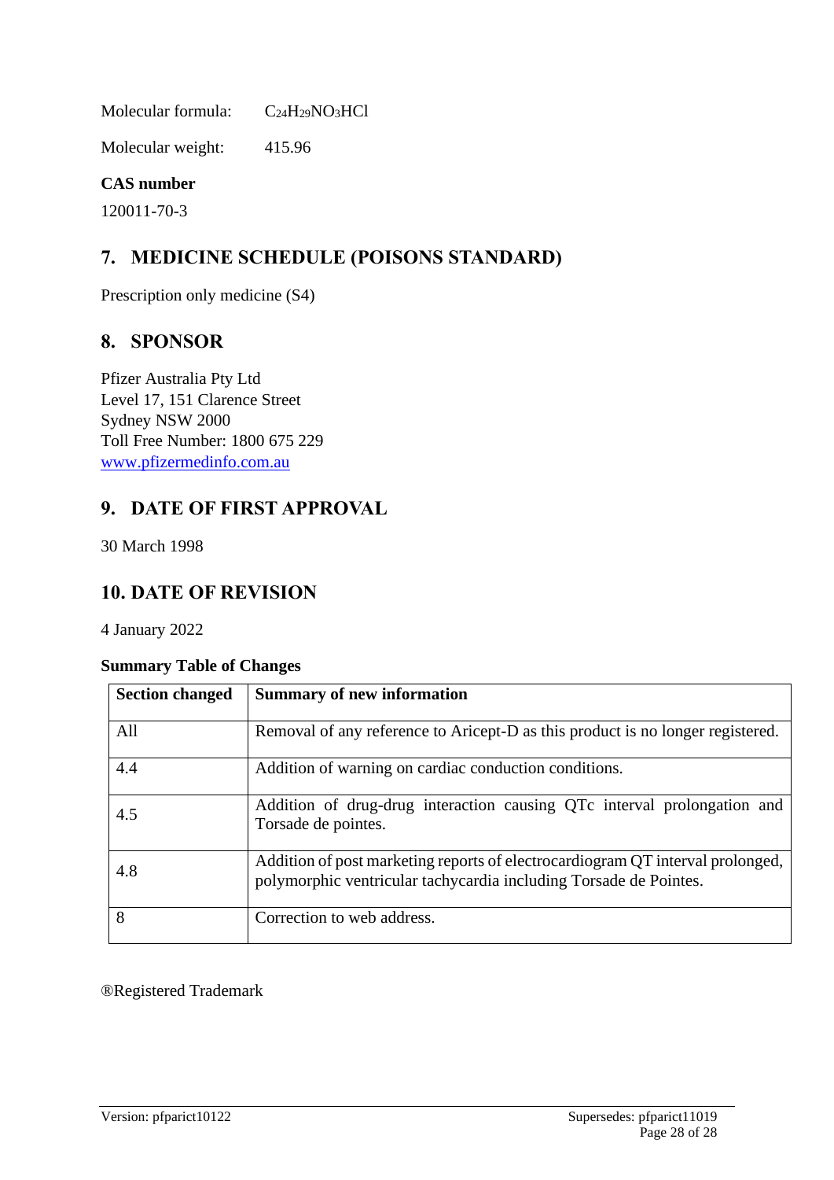Molecular formula: $C_{24}H_{29}NO_3HCl$

Molecular weight: 415.96

**CAS number**

120011-70-3

## 7. MEDICINE SCHEDULE (POISONS STANDARD)

Prescription only medicine (S4)

## 8. SPONSOR

Pfizer Australia Pty Ltd
Level 17, 151 Clarence Street
Sydney NSW 2000
Toll Free Number: 1800 675 229
www.pfizermedinfo.com.au

## 9. DATE OF FIRST APPROVAL

30 March 1998

## 10. DATE OF REVISION

4 January 2022

**Summary Table of Changes**

| Section changed | Summary of new information |
|---|---|
| All | Removal of any reference to Aricept-D as this product is no longer registered. |
| 4.4 | Addition of warning on cardiac conduction conditions. |
| 4.5 | Addition of drug-drug interaction causing QTc interval prolongation and Torsade de pointes. |
| 4.8 | Addition of post marketing reports of electrocardiogram QT interval prolonged, polymorphic ventricular tachycardia including Torsade de Pointes. |
| 8 | Correction to web address. |

®Registered Trademark

Version: pfparict10122 Supersedes: pfparict11019